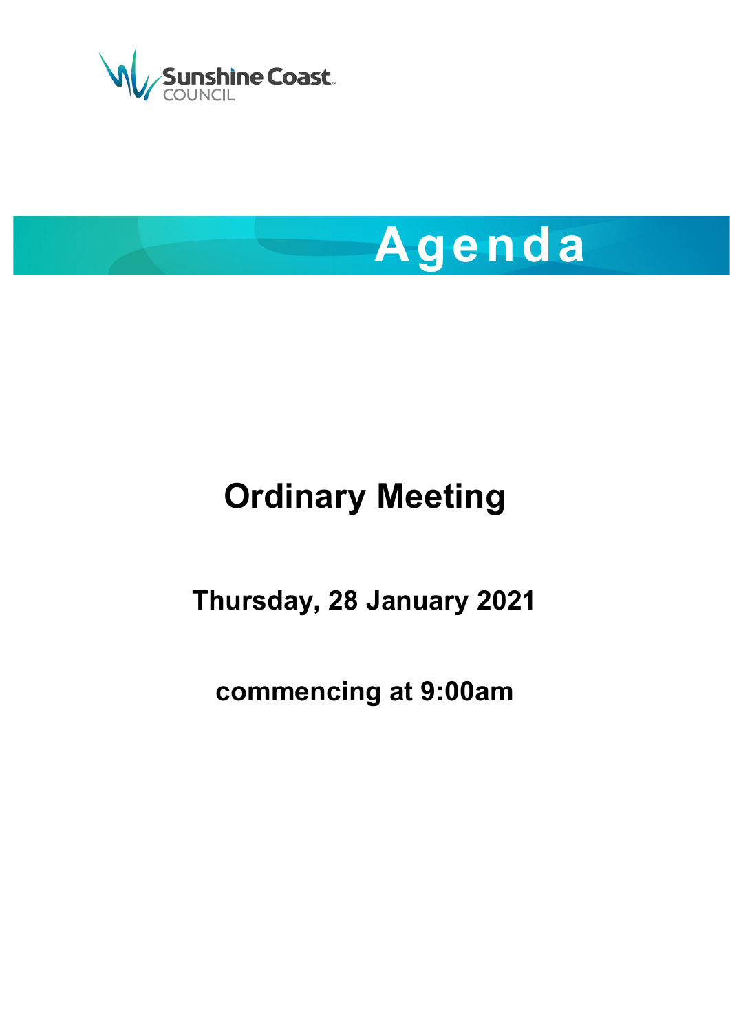Sunshine Coast COUNCIL

# Agenda

## Ordinary Meeting

### Thursday, 28 January 2021

### commencing at 9:00am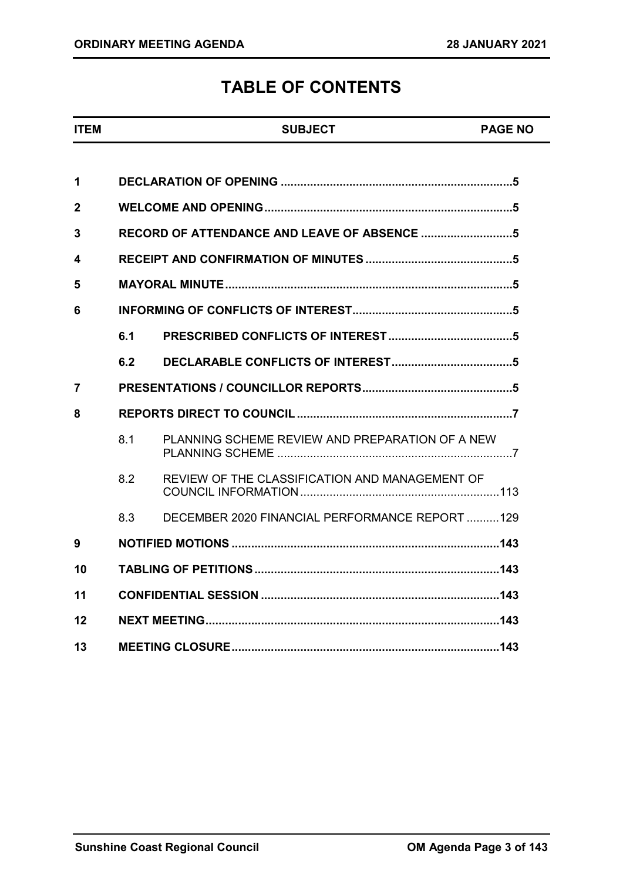# TABLE OF CONTENTS

| ITEM | | SUBJECT | PAGE NO |
|---|---|---|---|
| **1** | | **DECLARATION OF OPENING** | **5** |
| **2** | | **WELCOME AND OPENING** | **5** |
| **3** | | **RECORD OF ATTENDANCE AND LEAVE OF ABSENCE** | **5** |
| **4** | | **RECEIPT AND CONFIRMATION OF MINUTES** | **5** |
| **5** | | **MAYORAL MINUTE** | **5** |
| **6** | | **INFORMING OF CONFLICTS OF INTEREST** | **5** |
| | **6.1** | **PRESCRIBED CONFLICTS OF INTEREST** | **5** |
| | **6.2** | **DECLARABLE CONFLICTS OF INTEREST** | **5** |
| **7** | | **PRESENTATIONS / COUNCILLOR REPORTS** | **5** |
| **8** | | **REPORTS DIRECT TO COUNCIL** | **7** |
| | 8.1 | PLANNING SCHEME REVIEW AND PREPARATION OF A NEW PLANNING SCHEME | 7 |
| | 8.2 | REVIEW OF THE CLASSIFICATION AND MANAGEMENT OF COUNCIL INFORMATION | 113 |
| | 8.3 | DECEMBER 2020 FINANCIAL PERFORMANCE REPORT | 129 |
| **9** | | **NOTIFIED MOTIONS** | **143** |
| **10** | | **TABLING OF PETITIONS** | **143** |
| **11** | | **CONFIDENTIAL SESSION** | **143** |
| **12** | | **NEXT MEETING** | **143** |
| **13** | | **MEETING CLOSURE** | **143** |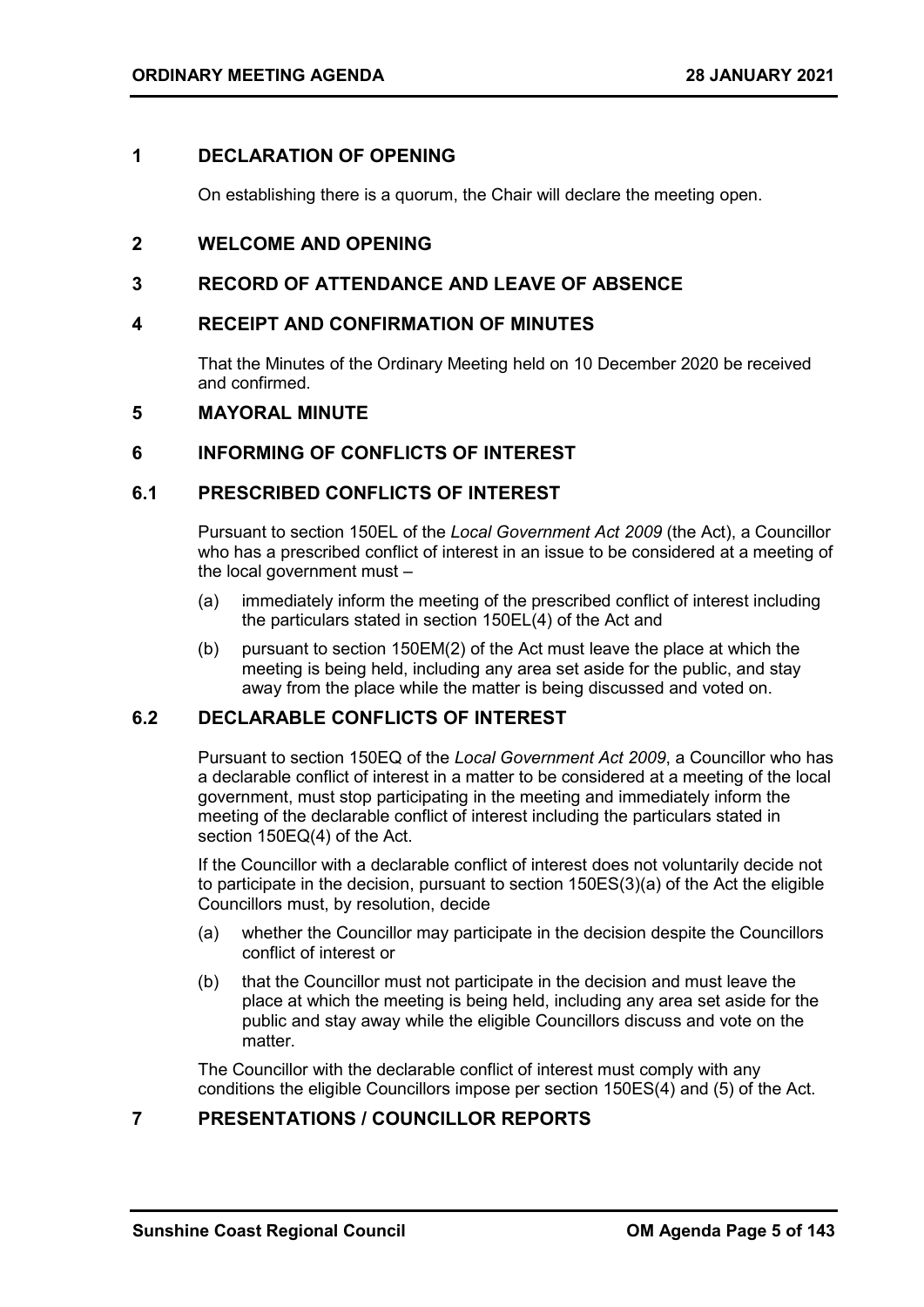## 1 DECLARATION OF OPENING

On establishing there is a quorum, the Chair will declare the meeting open.

## 2 WELCOME AND OPENING

## 3 RECORD OF ATTENDANCE AND LEAVE OF ABSENCE

## 4 RECEIPT AND CONFIRMATION OF MINUTES

That the Minutes of the Ordinary Meeting held on 10 December 2020 be received and confirmed.

## 5 MAYORAL MINUTE

## 6 INFORMING OF CONFLICTS OF INTEREST

### 6.1 PRESCRIBED CONFLICTS OF INTEREST

Pursuant to section 150EL of the *Local Government Act 2009* (the Act), a Councillor who has a prescribed conflict of interest in an issue to be considered at a meeting of the local government must –

(a) immediately inform the meeting of the prescribed conflict of interest including the particulars stated in section 150EL(4) of the Act and

(b) pursuant to section 150EM(2) of the Act must leave the place at which the meeting is being held, including any area set aside for the public, and stay away from the place while the matter is being discussed and voted on.

### 6.2 DECLARABLE CONFLICTS OF INTEREST

Pursuant to section 150EQ of the *Local Government Act 2009*, a Councillor who has a declarable conflict of interest in a matter to be considered at a meeting of the local government, must stop participating in the meeting and immediately inform the meeting of the declarable conflict of interest including the particulars stated in section 150EQ(4) of the Act.

If the Councillor with a declarable conflict of interest does not voluntarily decide not to participate in the decision, pursuant to section 150ES(3)(a) of the Act the eligible Councillors must, by resolution, decide

(a) whether the Councillor may participate in the decision despite the Councillors conflict of interest or

(b) that the Councillor must not participate in the decision and must leave the place at which the meeting is being held, including any area set aside for the public and stay away while the eligible Councillors discuss and vote on the matter.

The Councillor with the declarable conflict of interest must comply with any conditions the eligible Councillors impose per section 150ES(4) and (5) of the Act.

## 7 PRESENTATIONS / COUNCILLOR REPORTS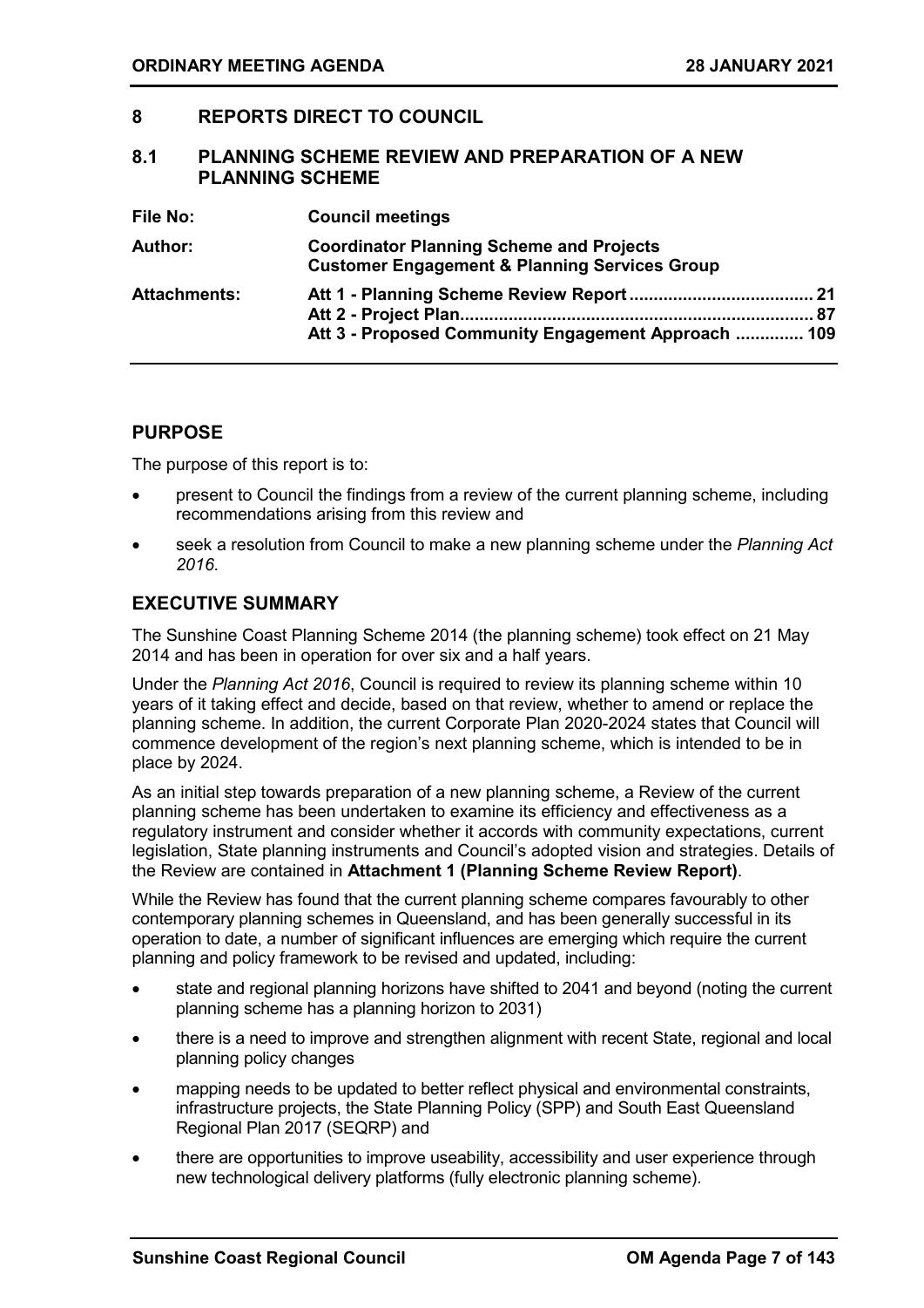## 8 REPORTS DIRECT TO COUNCIL

### 8.1 PLANNING SCHEME REVIEW AND PREPARATION OF A NEW PLANNING SCHEME

| | |
|---|---|
| **File No:** | **Council meetings** |
| **Author:** | **Coordinator Planning Scheme and Projects**<br>**Customer Engagement & Planning Services Group** |
| **Attachments:** | **Att 1 - Planning Scheme Review Report ..................................... 21**<br>**Att 2 - Project Plan....................................................................... 87**<br>**Att 3 - Proposed Community Engagement Approach ............. 109** |

## PURPOSE

The purpose of this report is to:

- present to Council the findings from a review of the current planning scheme, including recommendations arising from this review and
- seek a resolution from Council to make a new planning scheme under the *Planning Act 2016*.

## EXECUTIVE SUMMARY

The Sunshine Coast Planning Scheme 2014 (the planning scheme) took effect on 21 May 2014 and has been in operation for over six and a half years.

Under the *Planning Act 2016*, Council is required to review its planning scheme within 10 years of it taking effect and decide, based on that review, whether to amend or replace the planning scheme. In addition, the current Corporate Plan 2020-2024 states that Council will commence development of the region's next planning scheme, which is intended to be in place by 2024.

As an initial step towards preparation of a new planning scheme, a Review of the current planning scheme has been undertaken to examine its efficiency and effectiveness as a regulatory instrument and consider whether it accords with community expectations, current legislation, State planning instruments and Council's adopted vision and strategies. Details of the Review are contained in **Attachment 1 (Planning Scheme Review Report)**.

While the Review has found that the current planning scheme compares favourably to other contemporary planning schemes in Queensland, and has been generally successful in its operation to date, a number of significant influences are emerging which require the current planning and policy framework to be revised and updated, including:

- state and regional planning horizons have shifted to 2041 and beyond (noting the current planning scheme has a planning horizon to 2031)
- there is a need to improve and strengthen alignment with recent State, regional and local planning policy changes
- mapping needs to be updated to better reflect physical and environmental constraints, infrastructure projects, the State Planning Policy (SPP) and South East Queensland Regional Plan 2017 (SEQRP) and
- there are opportunities to improve useability, accessibility and user experience through new technological delivery platforms (fully electronic planning scheme).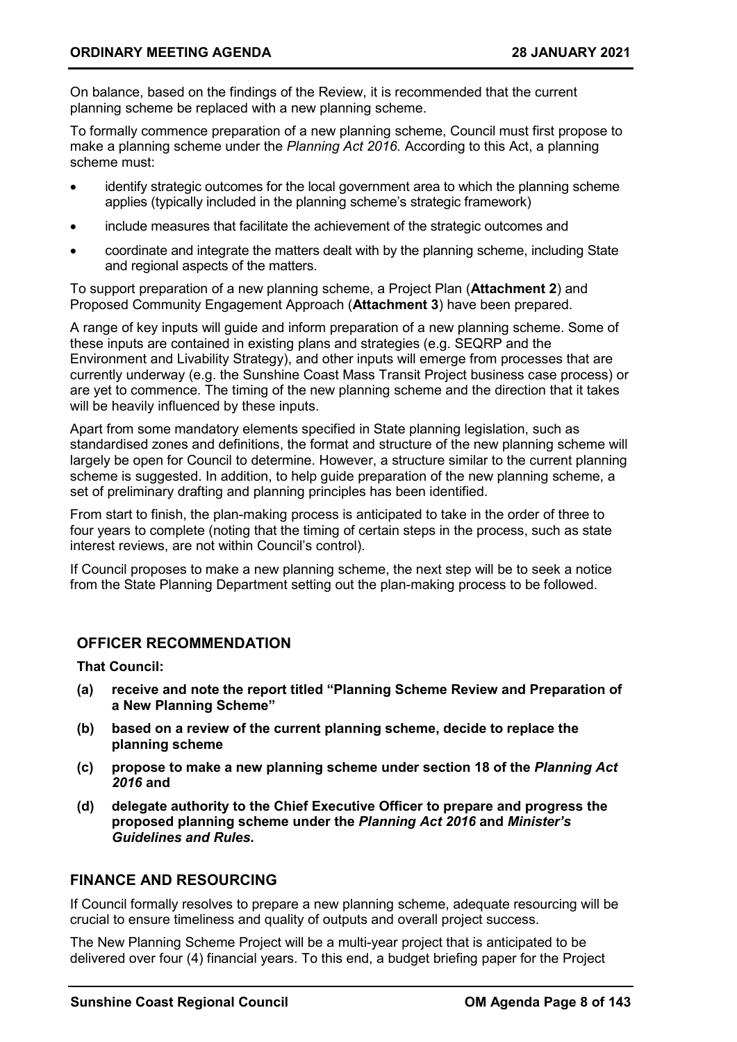On balance, based on the findings of the Review, it is recommended that the current planning scheme be replaced with a new planning scheme.

To formally commence preparation of a new planning scheme, Council must first propose to make a planning scheme under the *Planning Act 2016.* According to this Act, a planning scheme must:

- identify strategic outcomes for the local government area to which the planning scheme applies (typically included in the planning scheme's strategic framework)
- include measures that facilitate the achievement of the strategic outcomes and
- coordinate and integrate the matters dealt with by the planning scheme, including State and regional aspects of the matters.

To support preparation of a new planning scheme, a Project Plan (**Attachment 2**) and Proposed Community Engagement Approach (**Attachment 3**) have been prepared.

A range of key inputs will guide and inform preparation of a new planning scheme. Some of these inputs are contained in existing plans and strategies (e.g. SEQRP and the Environment and Livability Strategy), and other inputs will emerge from processes that are currently underway (e.g. the Sunshine Coast Mass Transit Project business case process) or are yet to commence. The timing of the new planning scheme and the direction that it takes will be heavily influenced by these inputs.

Apart from some mandatory elements specified in State planning legislation, such as standardised zones and definitions, the format and structure of the new planning scheme will largely be open for Council to determine. However, a structure similar to the current planning scheme is suggested. In addition, to help guide preparation of the new planning scheme, a set of preliminary drafting and planning principles has been identified.

From start to finish, the plan-making process is anticipated to take in the order of three to four years to complete (noting that the timing of certain steps in the process, such as state interest reviews, are not within Council's control).

If Council proposes to make a new planning scheme, the next step will be to seek a notice from the State Planning Department setting out the plan-making process to be followed.

## OFFICER RECOMMENDATION

**That Council:**

**(a) receive and note the report titled "Planning Scheme Review and Preparation of a New Planning Scheme"**

**(b) based on a review of the current planning scheme, decide to replace the planning scheme**

**(c) propose to make a new planning scheme under section 18 of the *Planning Act 2016* and**

**(d) delegate authority to the Chief Executive Officer to prepare and progress the proposed planning scheme under the *Planning Act 2016* and *Minister's Guidelines and Rules*.**

## FINANCE AND RESOURCING

If Council formally resolves to prepare a new planning scheme, adequate resourcing will be crucial to ensure timeliness and quality of outputs and overall project success.

The New Planning Scheme Project will be a multi-year project that is anticipated to be delivered over four (4) financial years. To this end, a budget briefing paper for the Project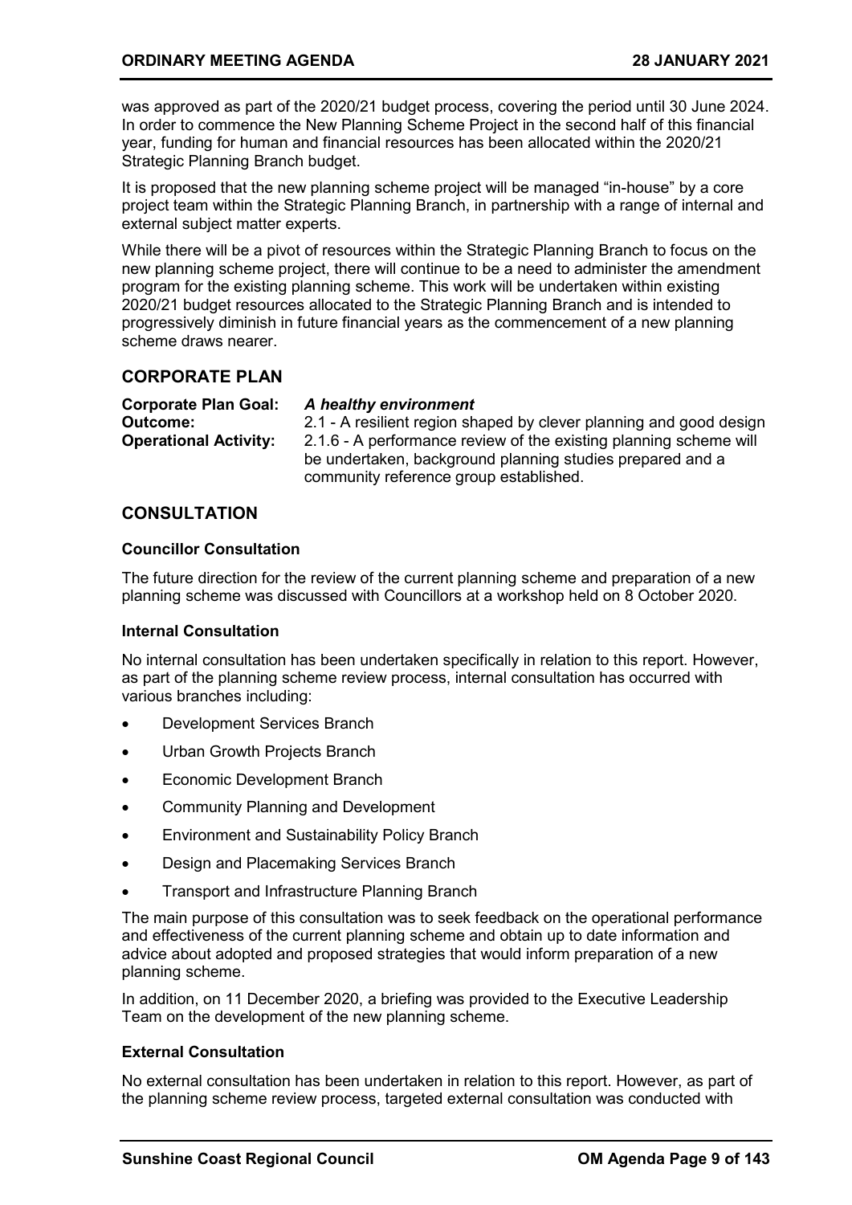was approved as part of the 2020/21 budget process, covering the period until 30 June 2024. In order to commence the New Planning Scheme Project in the second half of this financial year, funding for human and financial resources has been allocated within the 2020/21 Strategic Planning Branch budget.

It is proposed that the new planning scheme project will be managed "in-house" by a core project team within the Strategic Planning Branch, in partnership with a range of internal and external subject matter experts.

While there will be a pivot of resources within the Strategic Planning Branch to focus on the new planning scheme project, there will continue to be a need to administer the amendment program for the existing planning scheme. This work will be undertaken within existing 2020/21 budget resources allocated to the Strategic Planning Branch and is intended to progressively diminish in future financial years as the commencement of a new planning scheme draws nearer.

## CORPORATE PLAN

**Corporate Plan Goal:** ***A healthy environment***
**Outcome:** 2.1 - A resilient region shaped by clever planning and good design
**Operational Activity:** 2.1.6 - A performance review of the existing planning scheme will be undertaken, background planning studies prepared and a community reference group established.

## CONSULTATION

### Councillor Consultation

The future direction for the review of the current planning scheme and preparation of a new planning scheme was discussed with Councillors at a workshop held on 8 October 2020.

### Internal Consultation

No internal consultation has been undertaken specifically in relation to this report. However, as part of the planning scheme review process, internal consultation has occurred with various branches including:

- Development Services Branch
- Urban Growth Projects Branch
- Economic Development Branch
- Community Planning and Development
- Environment and Sustainability Policy Branch
- Design and Placemaking Services Branch
- Transport and Infrastructure Planning Branch

The main purpose of this consultation was to seek feedback on the operational performance and effectiveness of the current planning scheme and obtain up to date information and advice about adopted and proposed strategies that would inform preparation of a new planning scheme.

In addition, on 11 December 2020, a briefing was provided to the Executive Leadership Team on the development of the new planning scheme.

### External Consultation

No external consultation has been undertaken in relation to this report. However, as part of the planning scheme review process, targeted external consultation was conducted with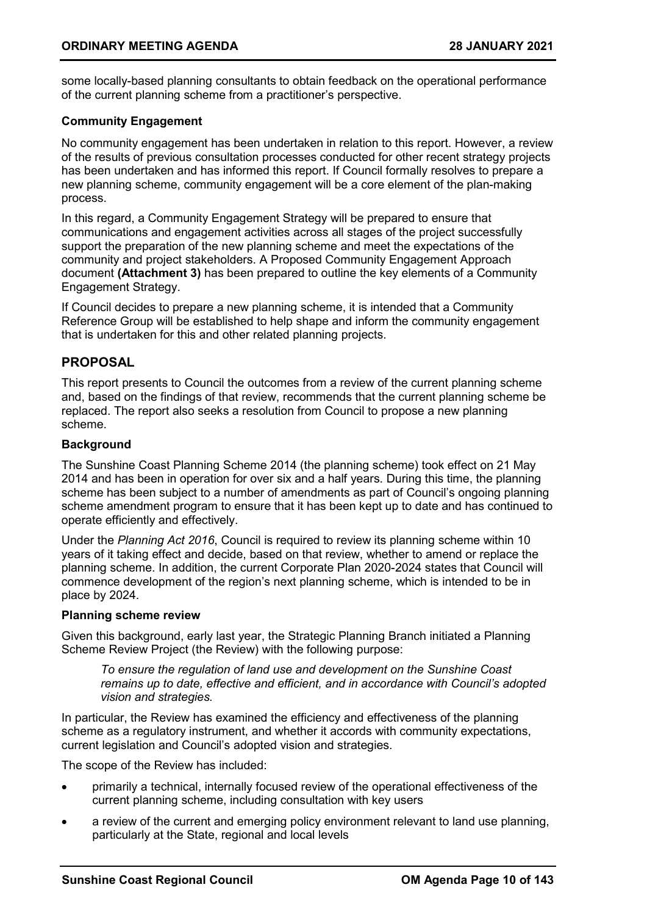some locally-based planning consultants to obtain feedback on the operational performance of the current planning scheme from a practitioner's perspective.

**Community Engagement**

No community engagement has been undertaken in relation to this report. However, a review of the results of previous consultation processes conducted for other recent strategy projects has been undertaken and has informed this report. If Council formally resolves to prepare a new planning scheme, community engagement will be a core element of the plan-making process.

In this regard, a Community Engagement Strategy will be prepared to ensure that communications and engagement activities across all stages of the project successfully support the preparation of the new planning scheme and meet the expectations of the community and project stakeholders. A Proposed Community Engagement Approach document **(Attachment 3)** has been prepared to outline the key elements of a Community Engagement Strategy.

If Council decides to prepare a new planning scheme, it is intended that a Community Reference Group will be established to help shape and inform the community engagement that is undertaken for this and other related planning projects.

## PROPOSAL

This report presents to Council the outcomes from a review of the current planning scheme and, based on the findings of that review, recommends that the current planning scheme be replaced. The report also seeks a resolution from Council to propose a new planning scheme.

**Background**

The Sunshine Coast Planning Scheme 2014 (the planning scheme) took effect on 21 May 2014 and has been in operation for over six and a half years. During this time, the planning scheme has been subject to a number of amendments as part of Council's ongoing planning scheme amendment program to ensure that it has been kept up to date and has continued to operate efficiently and effectively.

Under the *Planning Act 2016*, Council is required to review its planning scheme within 10 years of it taking effect and decide, based on that review, whether to amend or replace the planning scheme. In addition, the current Corporate Plan 2020-2024 states that Council will commence development of the region's next planning scheme, which is intended to be in place by 2024.

**Planning scheme review**

Given this background, early last year, the Strategic Planning Branch initiated a Planning Scheme Review Project (the Review) with the following purpose:

> *To ensure the regulation of land use and development on the Sunshine Coast remains up to date, effective and efficient, and in accordance with Council's adopted vision and strategies.*

In particular, the Review has examined the efficiency and effectiveness of the planning scheme as a regulatory instrument, and whether it accords with community expectations, current legislation and Council's adopted vision and strategies.

The scope of the Review has included:

- primarily a technical, internally focused review of the operational effectiveness of the current planning scheme, including consultation with key users
- a review of the current and emerging policy environment relevant to land use planning, particularly at the State, regional and local levels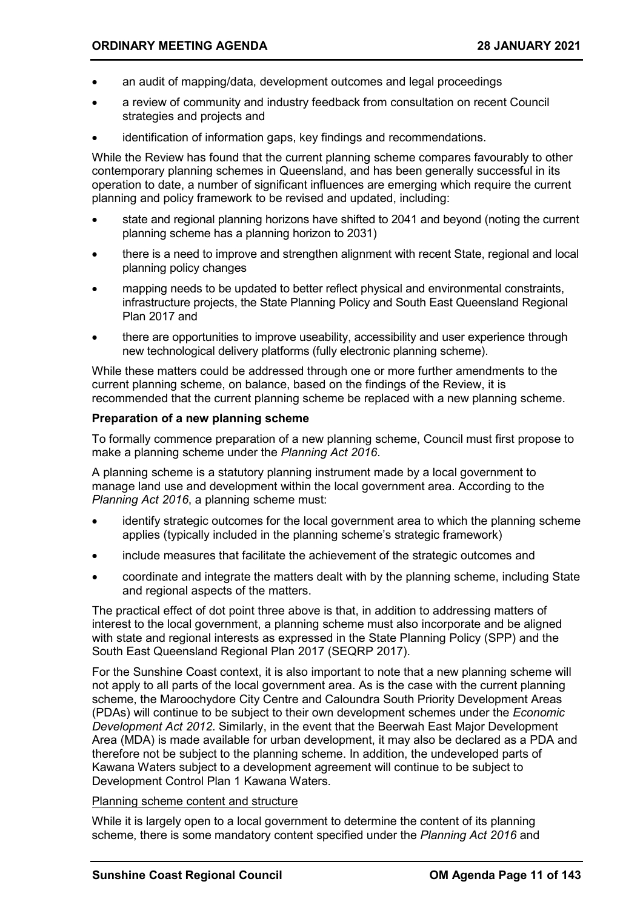- an audit of mapping/data, development outcomes and legal proceedings
- a review of community and industry feedback from consultation on recent Council strategies and projects and
- identification of information gaps, key findings and recommendations.

While the Review has found that the current planning scheme compares favourably to other contemporary planning schemes in Queensland, and has been generally successful in its operation to date, a number of significant influences are emerging which require the current planning and policy framework to be revised and updated, including:

- state and regional planning horizons have shifted to 2041 and beyond (noting the current planning scheme has a planning horizon to 2031)
- there is a need to improve and strengthen alignment with recent State, regional and local planning policy changes
- mapping needs to be updated to better reflect physical and environmental constraints, infrastructure projects, the State Planning Policy and South East Queensland Regional Plan 2017 and
- there are opportunities to improve useability, accessibility and user experience through new technological delivery platforms (fully electronic planning scheme).

While these matters could be addressed through one or more further amendments to the current planning scheme, on balance, based on the findings of the Review, it is recommended that the current planning scheme be replaced with a new planning scheme.

**Preparation of a new planning scheme**

To formally commence preparation of a new planning scheme, Council must first propose to make a planning scheme under the *Planning Act 2016*.

A planning scheme is a statutory planning instrument made by a local government to manage land use and development within the local government area. According to the *Planning Act 2016*, a planning scheme must:

- identify strategic outcomes for the local government area to which the planning scheme applies (typically included in the planning scheme's strategic framework)
- include measures that facilitate the achievement of the strategic outcomes and
- coordinate and integrate the matters dealt with by the planning scheme, including State and regional aspects of the matters.

The practical effect of dot point three above is that, in addition to addressing matters of interest to the local government, a planning scheme must also incorporate and be aligned with state and regional interests as expressed in the State Planning Policy (SPP) and the South East Queensland Regional Plan 2017 (SEQRP 2017).

For the Sunshine Coast context, it is also important to note that a new planning scheme will not apply to all parts of the local government area. As is the case with the current planning scheme, the Maroochydore City Centre and Caloundra South Priority Development Areas (PDAs) will continue to be subject to their own development schemes under the *Economic Development Act 2012*. Similarly, in the event that the Beerwah East Major Development Area (MDA) is made available for urban development, it may also be declared as a PDA and therefore not be subject to the planning scheme. In addition, the undeveloped parts of Kawana Waters subject to a development agreement will continue to be subject to Development Control Plan 1 Kawana Waters.

<u>Planning scheme content and structure</u>

While it is largely open to a local government to determine the content of its planning scheme, there is some mandatory content specified under the *Planning Act 2016* and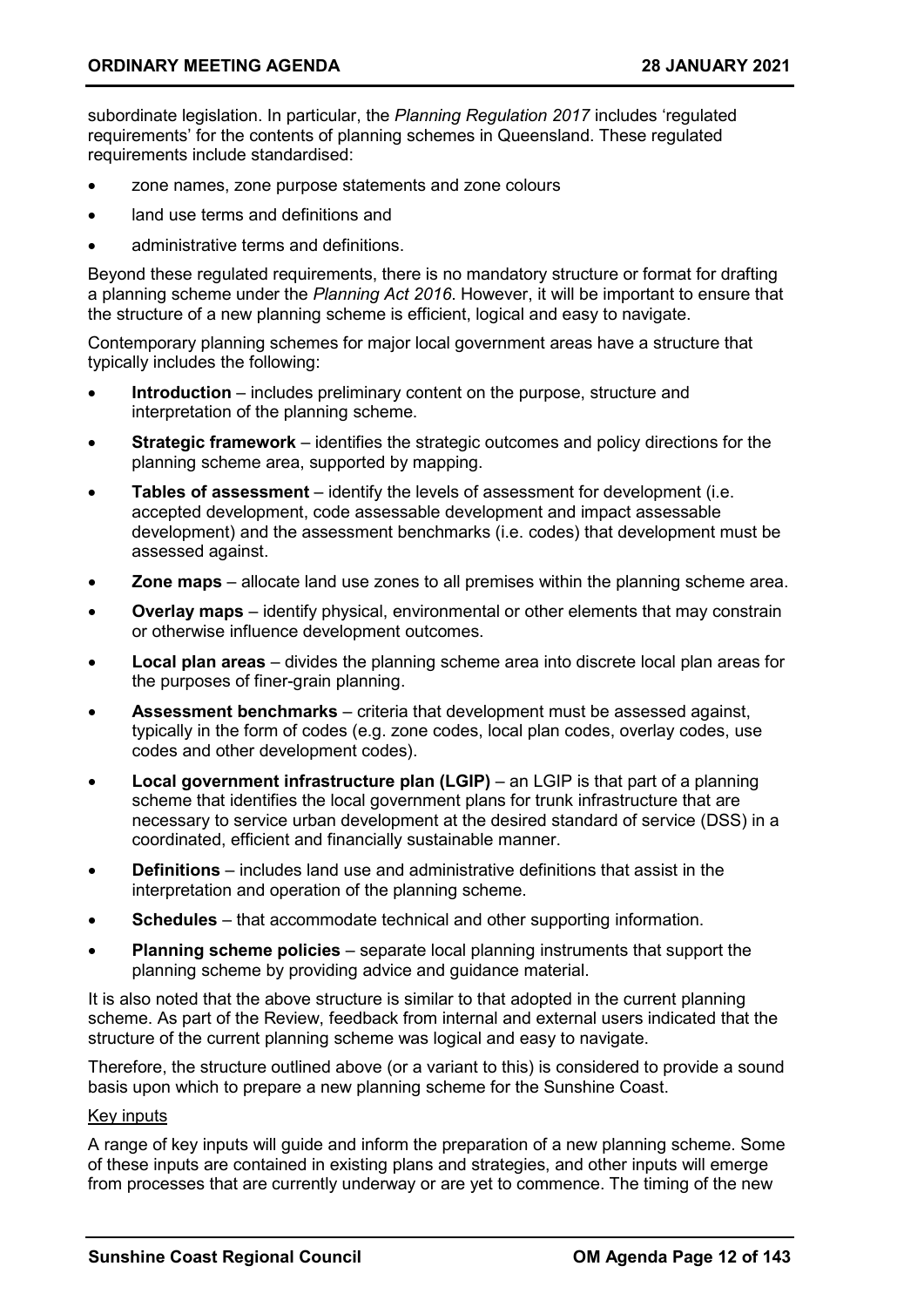subordinate legislation. In particular, the *Planning Regulation 2017* includes 'regulated requirements' for the contents of planning schemes in Queensland. These regulated requirements include standardised:

- zone names, zone purpose statements and zone colours
- land use terms and definitions and
- administrative terms and definitions.

Beyond these regulated requirements, there is no mandatory structure or format for drafting a planning scheme under the *Planning Act 2016*. However, it will be important to ensure that the structure of a new planning scheme is efficient, logical and easy to navigate.

Contemporary planning schemes for major local government areas have a structure that typically includes the following:

- **Introduction** – includes preliminary content on the purpose, structure and interpretation of the planning scheme.
- **Strategic framework** – identifies the strategic outcomes and policy directions for the planning scheme area, supported by mapping.
- **Tables of assessment** – identify the levels of assessment for development (i.e. accepted development, code assessable development and impact assessable development) and the assessment benchmarks (i.e. codes) that development must be assessed against.
- **Zone maps** – allocate land use zones to all premises within the planning scheme area.
- **Overlay maps** – identify physical, environmental or other elements that may constrain or otherwise influence development outcomes.
- **Local plan areas** – divides the planning scheme area into discrete local plan areas for the purposes of finer-grain planning.
- **Assessment benchmarks** – criteria that development must be assessed against, typically in the form of codes (e.g. zone codes, local plan codes, overlay codes, use codes and other development codes).
- **Local government infrastructure plan (LGIP)** – an LGIP is that part of a planning scheme that identifies the local government plans for trunk infrastructure that are necessary to service urban development at the desired standard of service (DSS) in a coordinated, efficient and financially sustainable manner.
- **Definitions** – includes land use and administrative definitions that assist in the interpretation and operation of the planning scheme.
- **Schedules** – that accommodate technical and other supporting information.
- **Planning scheme policies** – separate local planning instruments that support the planning scheme by providing advice and guidance material.

It is also noted that the above structure is similar to that adopted in the current planning scheme. As part of the Review, feedback from internal and external users indicated that the structure of the current planning scheme was logical and easy to navigate.

Therefore, the structure outlined above (or a variant to this) is considered to provide a sound basis upon which to prepare a new planning scheme for the Sunshine Coast.

<u>Key inputs</u>

A range of key inputs will guide and inform the preparation of a new planning scheme. Some of these inputs are contained in existing plans and strategies, and other inputs will emerge from processes that are currently underway or are yet to commence. The timing of the new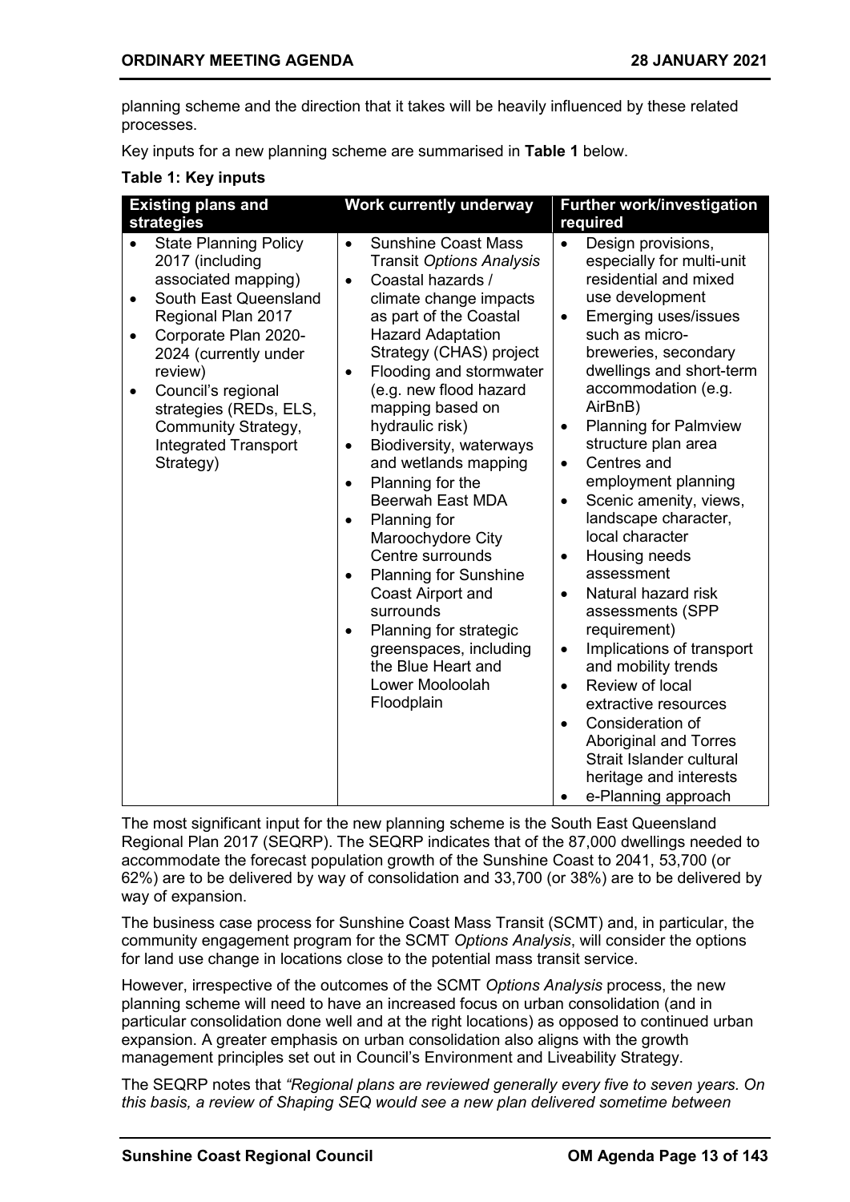planning scheme and the direction that it takes will be heavily influenced by these related processes.

Key inputs for a new planning scheme are summarised in **Table 1** below.

**Table 1: Key inputs**

| Existing plans and strategies | Work currently underway | Further work/investigation required |
|---|---|---|
| • State Planning Policy 2017 (including associated mapping)<br>• South East Queensland Regional Plan 2017<br>• Corporate Plan 2020-2024 (currently under review)<br>• Council's regional strategies (REDs, ELS, Community Strategy, Integrated Transport Strategy) | • Sunshine Coast Mass Transit *Options Analysis*<br>• Coastal hazards / climate change impacts as part of the Coastal Hazard Adaptation Strategy (CHAS) project<br>• Flooding and stormwater (e.g. new flood hazard mapping based on hydraulic risk)<br>• Biodiversity, waterways and wetlands mapping<br>• Planning for the Beerwah East MDA<br>• Planning for Maroochydore City Centre surrounds<br>• Planning for Sunshine Coast Airport and surrounds<br>• Planning for strategic greenspaces, including the Blue Heart and Lower Mooloolah Floodplain | • Design provisions, especially for multi-unit residential and mixed use development<br>• Emerging uses/issues such as micro-breweries, secondary dwellings and short-term accommodation (e.g. AirBnB)<br>• Planning for Palmview structure plan area<br>• Centres and employment planning<br>• Scenic amenity, views, landscape character, local character<br>• Housing needs assessment<br>• Natural hazard risk assessments (SPP requirement)<br>• Implications of transport and mobility trends<br>• Review of local extractive resources<br>• Consideration of Aboriginal and Torres Strait Islander cultural heritage and interests<br>• e-Planning approach |

The most significant input for the new planning scheme is the South East Queensland Regional Plan 2017 (SEQRP). The SEQRP indicates that of the 87,000 dwellings needed to accommodate the forecast population growth of the Sunshine Coast to 2041, 53,700 (or 62%) are to be delivered by way of consolidation and 33,700 (or 38%) are to be delivered by way of expansion.

The business case process for Sunshine Coast Mass Transit (SCMT) and, in particular, the community engagement program for the SCMT *Options Analysis*, will consider the options for land use change in locations close to the potential mass transit service.

However, irrespective of the outcomes of the SCMT *Options Analysis* process, the new planning scheme will need to have an increased focus on urban consolidation (and in particular consolidation done well and at the right locations) as opposed to continued urban expansion. A greater emphasis on urban consolidation also aligns with the growth management principles set out in Council's Environment and Liveability Strategy.

The SEQRP notes that *"Regional plans are reviewed generally every five to seven years. On this basis, a review of Shaping SEQ would see a new plan delivered sometime between*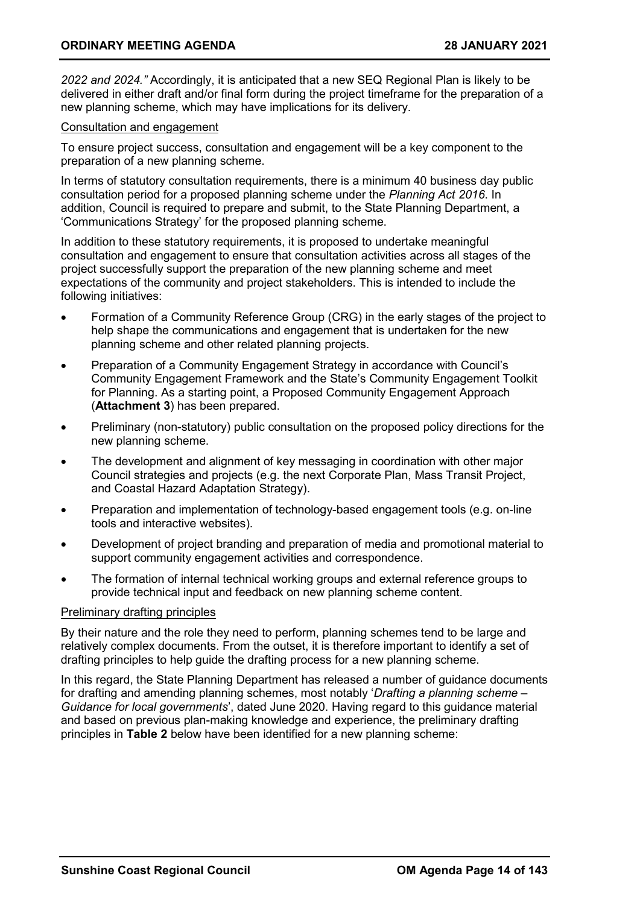*2022 and 2024."* Accordingly, it is anticipated that a new SEQ Regional Plan is likely to be delivered in either draft and/or final form during the project timeframe for the preparation of a new planning scheme, which may have implications for its delivery.

Consultation and engagement

To ensure project success, consultation and engagement will be a key component to the preparation of a new planning scheme.

In terms of statutory consultation requirements, there is a minimum 40 business day public consultation period for a proposed planning scheme under the *Planning Act 2016*. In addition, Council is required to prepare and submit, to the State Planning Department, a 'Communications Strategy' for the proposed planning scheme.

In addition to these statutory requirements, it is proposed to undertake meaningful consultation and engagement to ensure that consultation activities across all stages of the project successfully support the preparation of the new planning scheme and meet expectations of the community and project stakeholders. This is intended to include the following initiatives:

- Formation of a Community Reference Group (CRG) in the early stages of the project to help shape the communications and engagement that is undertaken for the new planning scheme and other related planning projects.
- Preparation of a Community Engagement Strategy in accordance with Council's Community Engagement Framework and the State's Community Engagement Toolkit for Planning. As a starting point, a Proposed Community Engagement Approach (**Attachment 3**) has been prepared.
- Preliminary (non-statutory) public consultation on the proposed policy directions for the new planning scheme.
- The development and alignment of key messaging in coordination with other major Council strategies and projects (e.g. the next Corporate Plan, Mass Transit Project, and Coastal Hazard Adaptation Strategy).
- Preparation and implementation of technology-based engagement tools (e.g. on-line tools and interactive websites).
- Development of project branding and preparation of media and promotional material to support community engagement activities and correspondence.
- The formation of internal technical working groups and external reference groups to provide technical input and feedback on new planning scheme content.

Preliminary drafting principles

By their nature and the role they need to perform, planning schemes tend to be large and relatively complex documents. From the outset, it is therefore important to identify a set of drafting principles to help guide the drafting process for a new planning scheme.

In this regard, the State Planning Department has released a number of guidance documents for drafting and amending planning schemes, most notably '*Drafting a planning scheme – Guidance for local governments*', dated June 2020. Having regard to this guidance material and based on previous plan-making knowledge and experience, the preliminary drafting principles in **Table 2** below have been identified for a new planning scheme: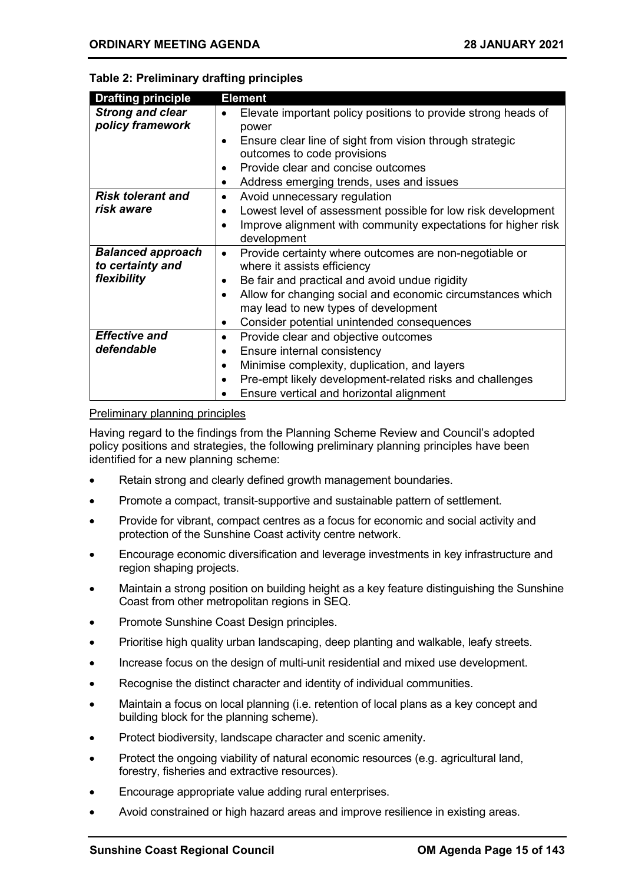**Table 2: Preliminary drafting principles**

| Drafting principle | Element |
|---|---|
| ***Strong and clear policy framework*** | • Elevate important policy positions to provide strong heads of power<br>• Ensure clear line of sight from vision through strategic outcomes to code provisions<br>• Provide clear and concise outcomes<br>• Address emerging trends, uses and issues |
| ***Risk tolerant and risk aware*** | • Avoid unnecessary regulation<br>• Lowest level of assessment possible for low risk development<br>• Improve alignment with community expectations for higher risk development |
| ***Balanced approach to certainty and flexibility*** | • Provide certainty where outcomes are non-negotiable or where it assists efficiency<br>• Be fair and practical and avoid undue rigidity<br>• Allow for changing social and economic circumstances which may lead to new types of development<br>• Consider potential unintended consequences |
| ***Effective and defendable*** | • Provide clear and objective outcomes<br>• Ensure internal consistency<br>• Minimise complexity, duplication, and layers<br>• Pre-empt likely development-related risks and challenges<br>• Ensure vertical and horizontal alignment |

Preliminary planning principles

Having regard to the findings from the Planning Scheme Review and Council's adopted policy positions and strategies, the following preliminary planning principles have been identified for a new planning scheme:

- Retain strong and clearly defined growth management boundaries.
- Promote a compact, transit-supportive and sustainable pattern of settlement.
- Provide for vibrant, compact centres as a focus for economic and social activity and protection of the Sunshine Coast activity centre network.
- Encourage economic diversification and leverage investments in key infrastructure and region shaping projects.
- Maintain a strong position on building height as a key feature distinguishing the Sunshine Coast from other metropolitan regions in SEQ.
- Promote Sunshine Coast Design principles.
- Prioritise high quality urban landscaping, deep planting and walkable, leafy streets.
- Increase focus on the design of multi-unit residential and mixed use development.
- Recognise the distinct character and identity of individual communities.
- Maintain a focus on local planning (i.e. retention of local plans as a key concept and building block for the planning scheme).
- Protect biodiversity, landscape character and scenic amenity.
- Protect the ongoing viability of natural economic resources (e.g. agricultural land, forestry, fisheries and extractive resources).
- Encourage appropriate value adding rural enterprises.
- Avoid constrained or high hazard areas and improve resilience in existing areas.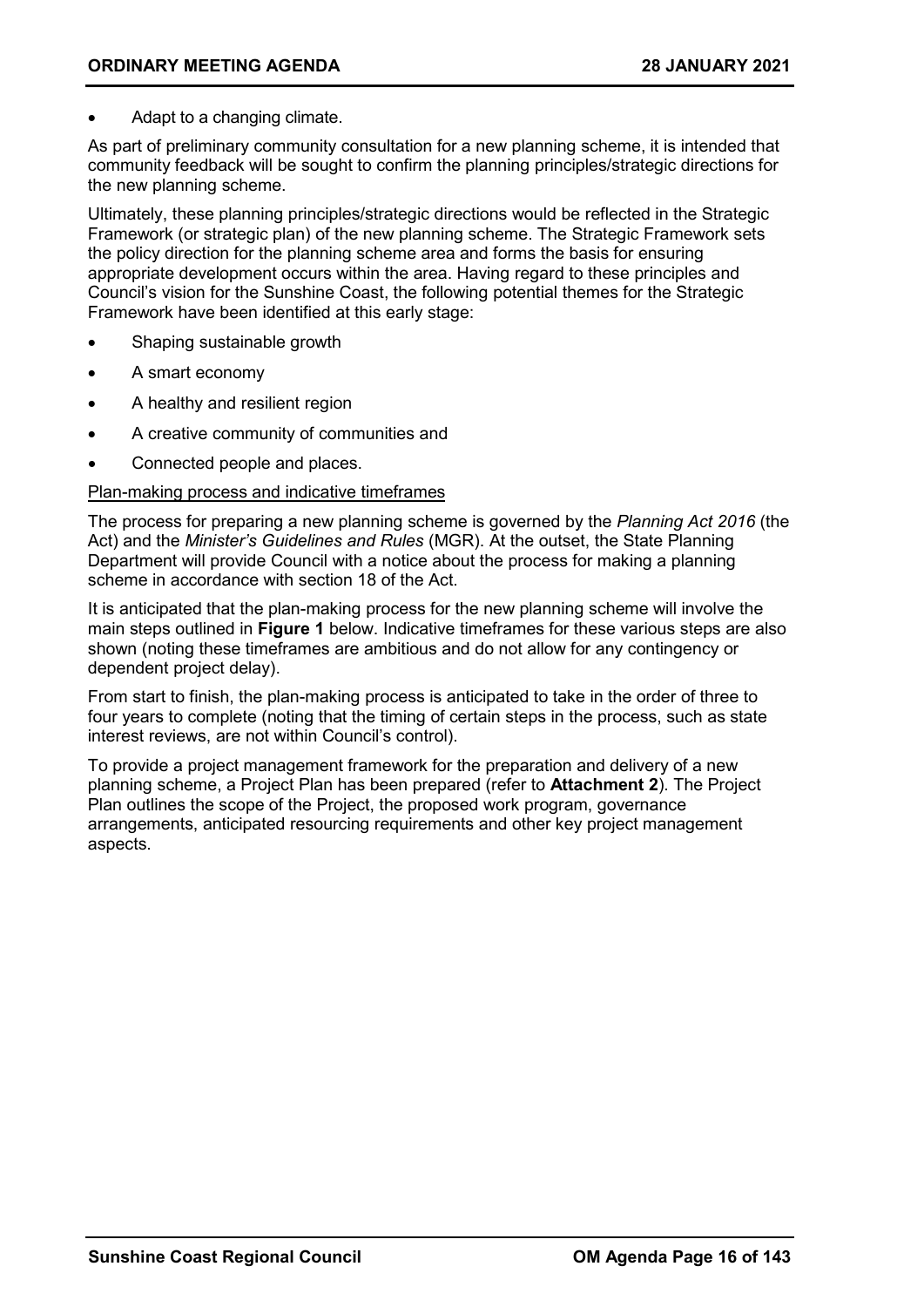- Adapt to a changing climate.

As part of preliminary community consultation for a new planning scheme, it is intended that community feedback will be sought to confirm the planning principles/strategic directions for the new planning scheme.

Ultimately, these planning principles/strategic directions would be reflected in the Strategic Framework (or strategic plan) of the new planning scheme. The Strategic Framework sets the policy direction for the planning scheme area and forms the basis for ensuring appropriate development occurs within the area. Having regard to these principles and Council's vision for the Sunshine Coast, the following potential themes for the Strategic Framework have been identified at this early stage:

- Shaping sustainable growth
- A smart economy
- A healthy and resilient region
- A creative community of communities and
- Connected people and places.

<u>Plan-making process and indicative timeframes</u>

The process for preparing a new planning scheme is governed by the *Planning Act 2016* (the Act) and the *Minister's Guidelines and Rules* (MGR). At the outset, the State Planning Department will provide Council with a notice about the process for making a planning scheme in accordance with section 18 of the Act.

It is anticipated that the plan-making process for the new planning scheme will involve the main steps outlined in **Figure 1** below. Indicative timeframes for these various steps are also shown (noting these timeframes are ambitious and do not allow for any contingency or dependent project delay).

From start to finish, the plan-making process is anticipated to take in the order of three to four years to complete (noting that the timing of certain steps in the process, such as state interest reviews, are not within Council's control).

To provide a project management framework for the preparation and delivery of a new planning scheme, a Project Plan has been prepared (refer to **Attachment 2**). The Project Plan outlines the scope of the Project, the proposed work program, governance arrangements, anticipated resourcing requirements and other key project management aspects.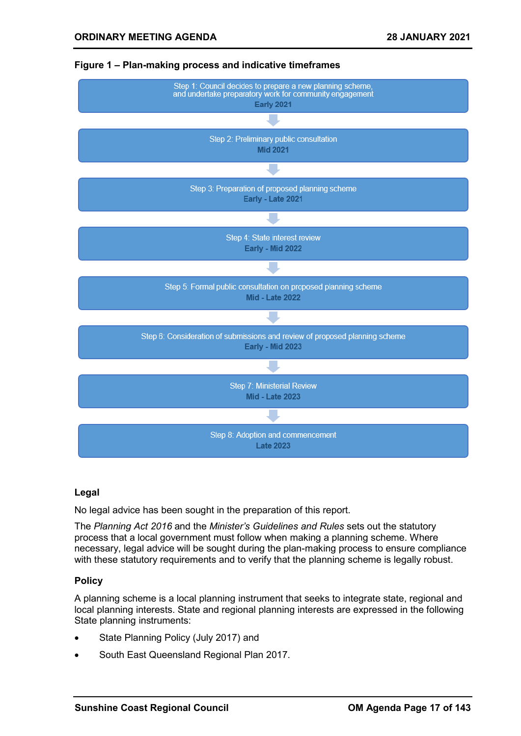**Figure 1 – Plan-making process and indicative timeframes**

Step 1: Council decides to prepare a new planning scheme, and undertake preparatory work for community engagement
**Early 2021**

↓

Step 2: Preliminary public consultation
**Mid 2021**

↓

Step 3: Preparation of proposed planning scheme
**Early - Late 2021**

↓

Step 4: State interest review
**Early - Mid 2022**

↓

Step 5: Formal public consultation on proposed planning scheme
**Mid - Late 2022**

↓

Step 6: Consideration of submissions and review of proposed planning scheme
**Early - Mid 2023**

↓

Step 7: Ministerial Review
**Mid - Late 2023**

↓

Step 8: Adoption and commencement
**Late 2023**

### Legal

No legal advice has been sought in the preparation of this report.

The *Planning Act 2016* and the *Minister's Guidelines and Rules* sets out the statutory process that a local government must follow when making a planning scheme. Where necessary, legal advice will be sought during the plan-making process to ensure compliance with these statutory requirements and to verify that the planning scheme is legally robust.

### Policy

A planning scheme is a local planning instrument that seeks to integrate state, regional and local planning interests. State and regional planning interests are expressed in the following State planning instruments:

- State Planning Policy (July 2017) and
- South East Queensland Regional Plan 2017.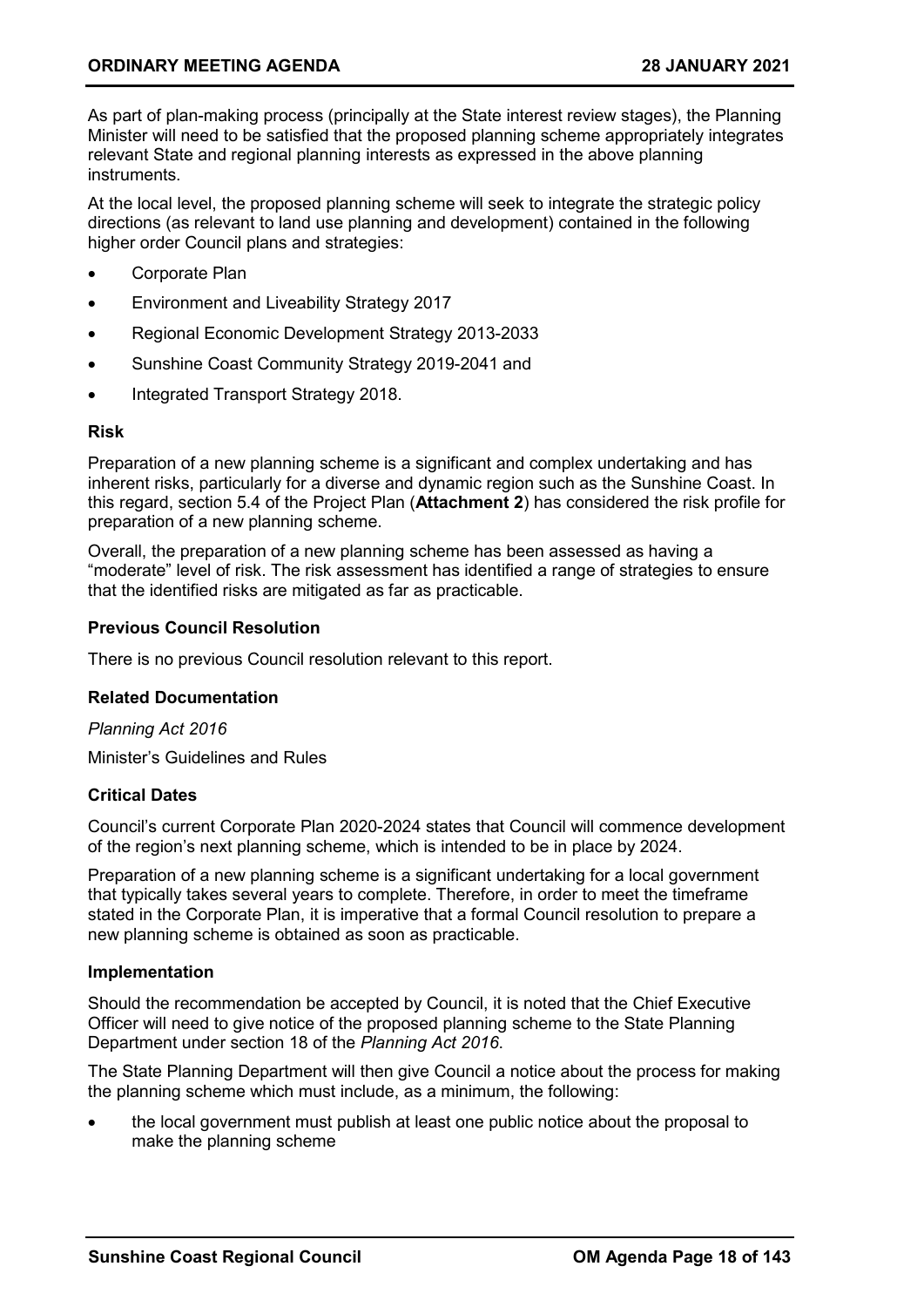As part of plan-making process (principally at the State interest review stages), the Planning Minister will need to be satisfied that the proposed planning scheme appropriately integrates relevant State and regional planning interests as expressed in the above planning instruments.

At the local level, the proposed planning scheme will seek to integrate the strategic policy directions (as relevant to land use planning and development) contained in the following higher order Council plans and strategies:

- Corporate Plan
- Environment and Liveability Strategy 2017
- Regional Economic Development Strategy 2013-2033
- Sunshine Coast Community Strategy 2019-2041 and
- Integrated Transport Strategy 2018.

**Risk**

Preparation of a new planning scheme is a significant and complex undertaking and has inherent risks, particularly for a diverse and dynamic region such as the Sunshine Coast. In this regard, section 5.4 of the Project Plan (**Attachment 2**) has considered the risk profile for preparation of a new planning scheme.

Overall, the preparation of a new planning scheme has been assessed as having a "moderate" level of risk. The risk assessment has identified a range of strategies to ensure that the identified risks are mitigated as far as practicable.

**Previous Council Resolution**

There is no previous Council resolution relevant to this report.

**Related Documentation**

*Planning Act 2016*

Minister's Guidelines and Rules

**Critical Dates**

Council's current Corporate Plan 2020-2024 states that Council will commence development of the region's next planning scheme, which is intended to be in place by 2024.

Preparation of a new planning scheme is a significant undertaking for a local government that typically takes several years to complete. Therefore, in order to meet the timeframe stated in the Corporate Plan, it is imperative that a formal Council resolution to prepare a new planning scheme is obtained as soon as practicable.

**Implementation**

Should the recommendation be accepted by Council, it is noted that the Chief Executive Officer will need to give notice of the proposed planning scheme to the State Planning Department under section 18 of the *Planning Act 2016*.

The State Planning Department will then give Council a notice about the process for making the planning scheme which must include, as a minimum, the following:

- the local government must publish at least one public notice about the proposal to make the planning scheme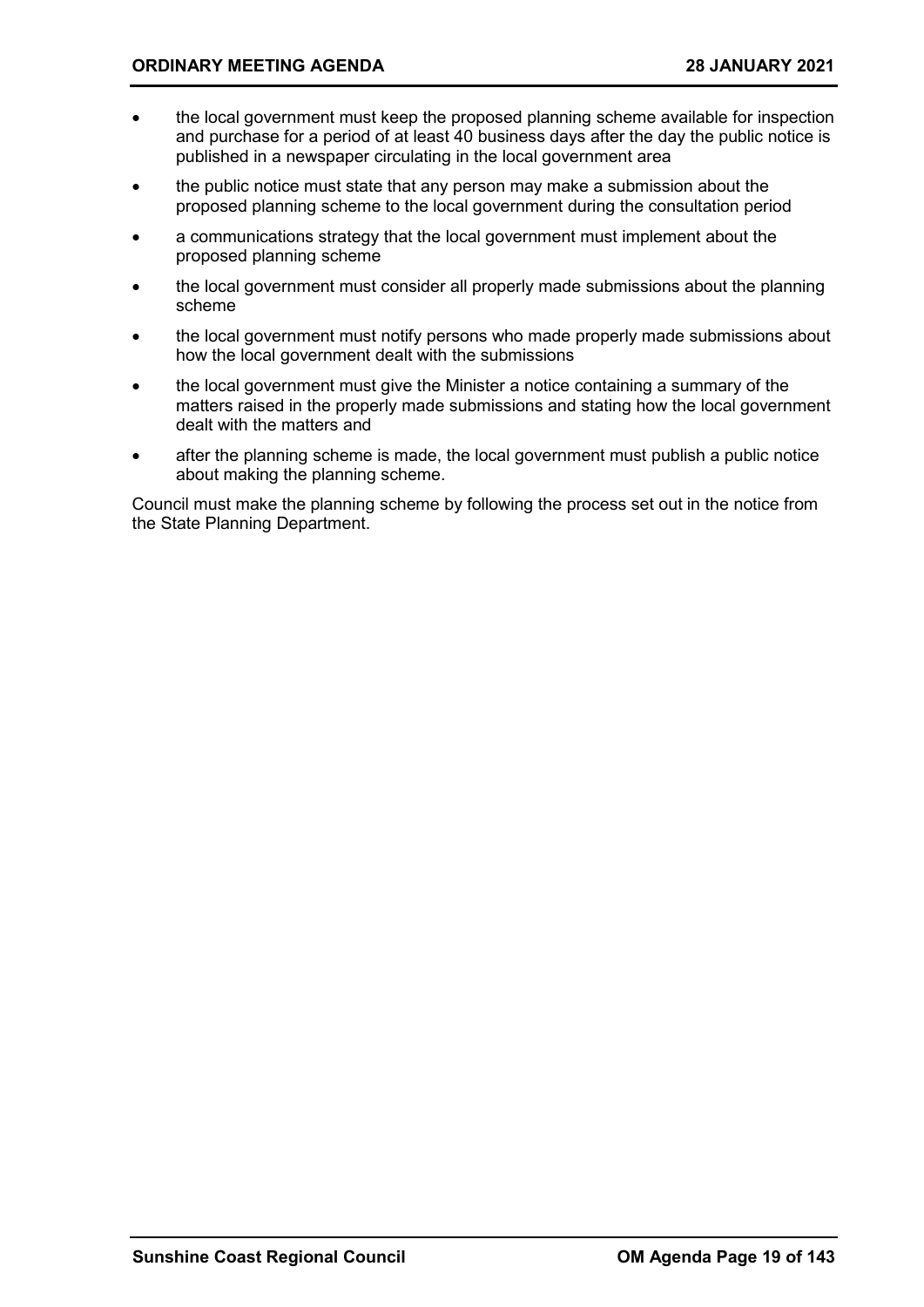- the local government must keep the proposed planning scheme available for inspection and purchase for a period of at least 40 business days after the day the public notice is published in a newspaper circulating in the local government area
- the public notice must state that any person may make a submission about the proposed planning scheme to the local government during the consultation period
- a communications strategy that the local government must implement about the proposed planning scheme
- the local government must consider all properly made submissions about the planning scheme
- the local government must notify persons who made properly made submissions about how the local government dealt with the submissions
- the local government must give the Minister a notice containing a summary of the matters raised in the properly made submissions and stating how the local government dealt with the matters and
- after the planning scheme is made, the local government must publish a public notice about making the planning scheme.

Council must make the planning scheme by following the process set out in the notice from the State Planning Department.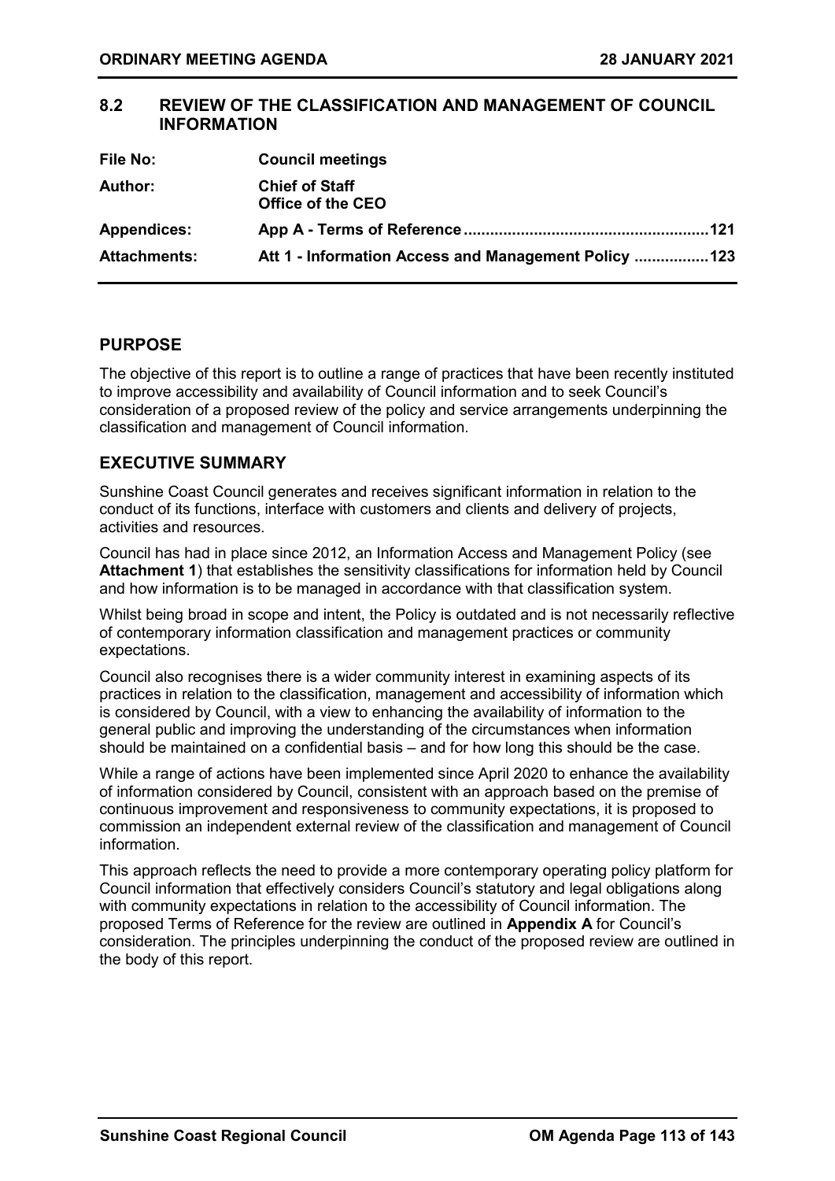## 8.2 REVIEW OF THE CLASSIFICATION AND MANAGEMENT OF COUNCIL INFORMATION

| | |
|---|---|
| **File No:** | **Council meetings** |
| **Author:** | **Chief of Staff**<br>**Office of the CEO** |
| **Appendices:** | **App A - Terms of Reference ......................................................121** |
| **Attachments:** | **Att 1 - Information Access and Management Policy .................123** |

## PURPOSE

The objective of this report is to outline a range of practices that have been recently instituted to improve accessibility and availability of Council information and to seek Council's consideration of a proposed review of the policy and service arrangements underpinning the classification and management of Council information.

## EXECUTIVE SUMMARY

Sunshine Coast Council generates and receives significant information in relation to the conduct of its functions, interface with customers and clients and delivery of projects, activities and resources.

Council has had in place since 2012, an Information Access and Management Policy (see **Attachment 1**) that establishes the sensitivity classifications for information held by Council and how information is to be managed in accordance with that classification system.

Whilst being broad in scope and intent, the Policy is outdated and is not necessarily reflective of contemporary information classification and management practices or community expectations.

Council also recognises there is a wider community interest in examining aspects of its practices in relation to the classification, management and accessibility of information which is considered by Council, with a view to enhancing the availability of information to the general public and improving the understanding of the circumstances when information should be maintained on a confidential basis – and for how long this should be the case.

While a range of actions have been implemented since April 2020 to enhance the availability of information considered by Council, consistent with an approach based on the premise of continuous improvement and responsiveness to community expectations, it is proposed to commission an independent external review of the classification and management of Council information.

This approach reflects the need to provide a more contemporary operating policy platform for Council information that effectively considers Council's statutory and legal obligations along with community expectations in relation to the accessibility of Council information. The proposed Terms of Reference for the review are outlined in **Appendix A** for Council's consideration. The principles underpinning the conduct of the proposed review are outlined in the body of this report.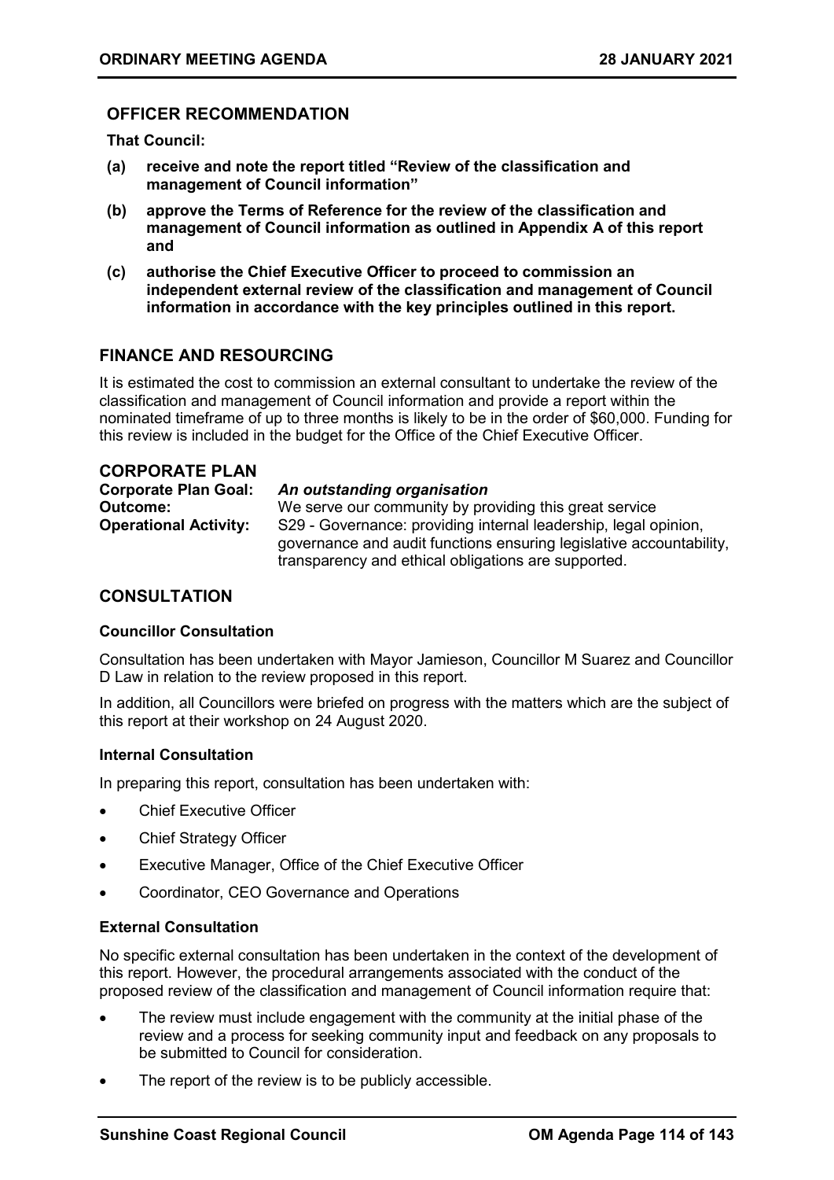### OFFICER RECOMMENDATION

**That Council:**

**(a) receive and note the report titled "Review of the classification and management of Council information"**

**(b) approve the Terms of Reference for the review of the classification and management of Council information as outlined in Appendix A of this report and**

**(c) authorise the Chief Executive Officer to proceed to commission an independent external review of the classification and management of Council information in accordance with the key principles outlined in this report.**

## FINANCE AND RESOURCING

It is estimated the cost to commission an external consultant to undertake the review of the classification and management of Council information and provide a report within the nominated timeframe of up to three months is likely to be in the order of $60,000. Funding for this review is included in the budget for the Office of the Chief Executive Officer.

## CORPORATE PLAN

**Corporate Plan Goal:** ***An outstanding organisation***
**Outcome:** We serve our community by providing this great service
**Operational Activity:** S29 - Governance: providing internal leadership, legal opinion, governance and audit functions ensuring legislative accountability, transparency and ethical obligations are supported.

## CONSULTATION

#### Councillor Consultation

Consultation has been undertaken with Mayor Jamieson, Councillor M Suarez and Councillor D Law in relation to the review proposed in this report.

In addition, all Councillors were briefed on progress with the matters which are the subject of this report at their workshop on 24 August 2020.

#### Internal Consultation

In preparing this report, consultation has been undertaken with:

- Chief Executive Officer
- Chief Strategy Officer
- Executive Manager, Office of the Chief Executive Officer
- Coordinator, CEO Governance and Operations

#### External Consultation

No specific external consultation has been undertaken in the context of the development of this report. However, the procedural arrangements associated with the conduct of the proposed review of the classification and management of Council information require that:

- The review must include engagement with the community at the initial phase of the review and a process for seeking community input and feedback on any proposals to be submitted to Council for consideration.
- The report of the review is to be publicly accessible.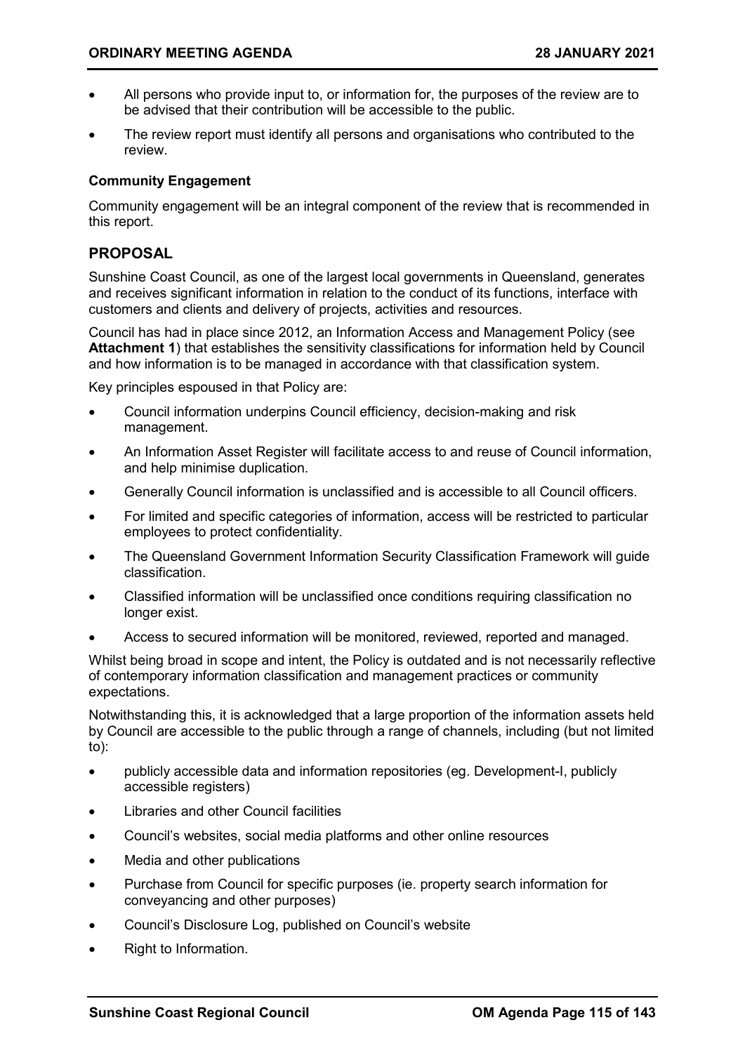- All persons who provide input to, or information for, the purposes of the review are to be advised that their contribution will be accessible to the public.
- The review report must identify all persons and organisations who contributed to the review.

**Community Engagement**

Community engagement will be an integral component of the review that is recommended in this report.

## PROPOSAL

Sunshine Coast Council, as one of the largest local governments in Queensland, generates and receives significant information in relation to the conduct of its functions, interface with customers and clients and delivery of projects, activities and resources.

Council has had in place since 2012, an Information Access and Management Policy (see **Attachment 1**) that establishes the sensitivity classifications for information held by Council and how information is to be managed in accordance with that classification system.

Key principles espoused in that Policy are:

- Council information underpins Council efficiency, decision-making and risk management.
- An Information Asset Register will facilitate access to and reuse of Council information, and help minimise duplication.
- Generally Council information is unclassified and is accessible to all Council officers.
- For limited and specific categories of information, access will be restricted to particular employees to protect confidentiality.
- The Queensland Government Information Security Classification Framework will guide classification.
- Classified information will be unclassified once conditions requiring classification no longer exist.
- Access to secured information will be monitored, reviewed, reported and managed.

Whilst being broad in scope and intent, the Policy is outdated and is not necessarily reflective of contemporary information classification and management practices or community expectations.

Notwithstanding this, it is acknowledged that a large proportion of the information assets held by Council are accessible to the public through a range of channels, including (but not limited to):

- publicly accessible data and information repositories (eg. Development-I, publicly accessible registers)
- Libraries and other Council facilities
- Council's websites, social media platforms and other online resources
- Media and other publications
- Purchase from Council for specific purposes (ie. property search information for conveyancing and other purposes)
- Council's Disclosure Log, published on Council's website
- Right to Information.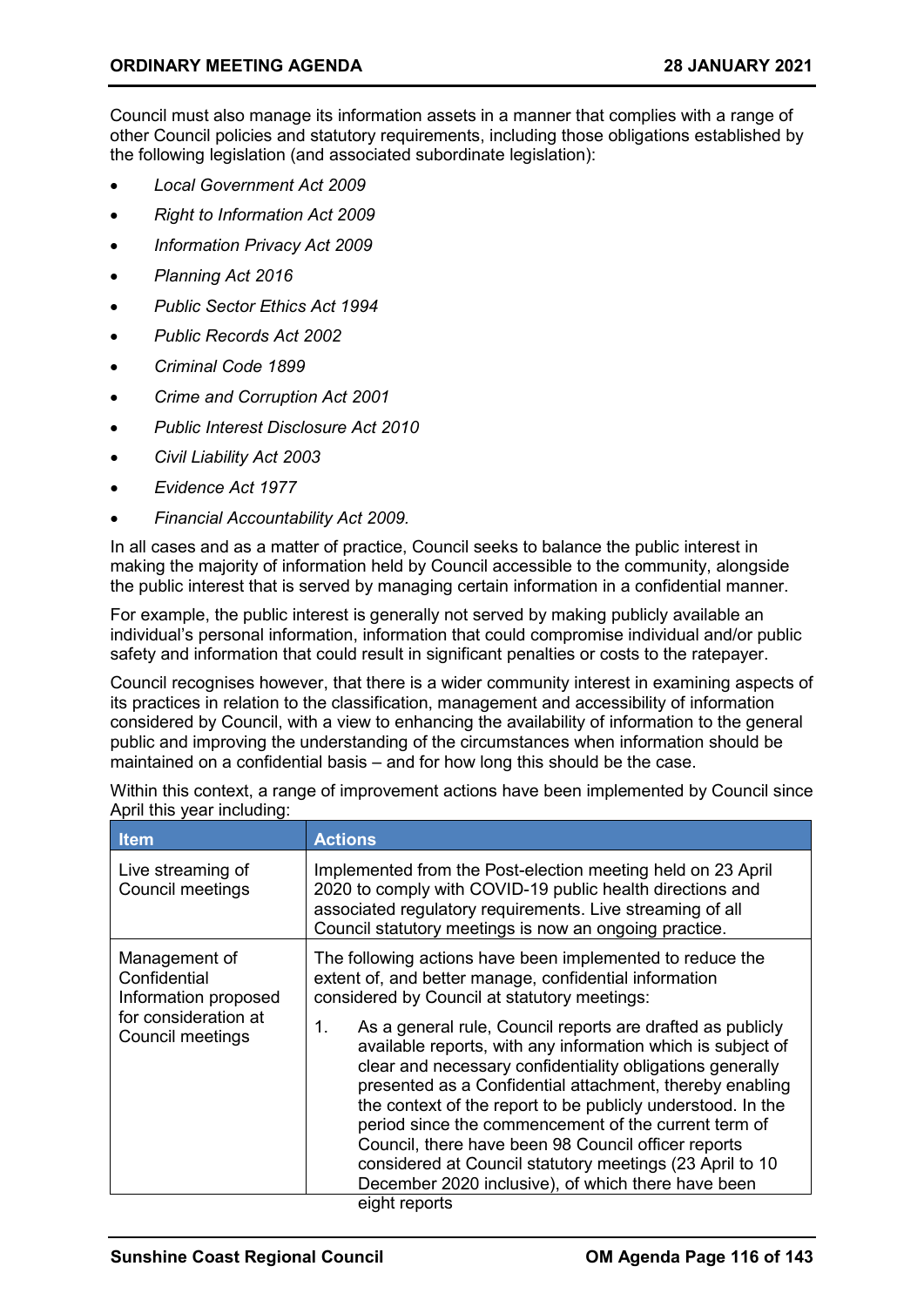Council must also manage its information assets in a manner that complies with a range of other Council policies and statutory requirements, including those obligations established by the following legislation (and associated subordinate legislation):

- *Local Government Act 2009*
- *Right to Information Act 2009*
- *Information Privacy Act 2009*
- *Planning Act 2016*
- *Public Sector Ethics Act 1994*
- *Public Records Act 2002*
- *Criminal Code 1899*
- *Crime and Corruption Act 2001*
- *Public Interest Disclosure Act 2010*
- *Civil Liability Act 2003*
- *Evidence Act 1977*
- *Financial Accountability Act 2009.*

In all cases and as a matter of practice, Council seeks to balance the public interest in making the majority of information held by Council accessible to the community, alongside the public interest that is served by managing certain information in a confidential manner.

For example, the public interest is generally not served by making publicly available an individual's personal information, information that could compromise individual and/or public safety and information that could result in significant penalties or costs to the ratepayer.

Council recognises however, that there is a wider community interest in examining aspects of its practices in relation to the classification, management and accessibility of information considered by Council, with a view to enhancing the availability of information to the general public and improving the understanding of the circumstances when information should be maintained on a confidential basis – and for how long this should be the case.

Within this context, a range of improvement actions have been implemented by Council since April this year including:

| Item | Actions |
|---|---|
| Live streaming of Council meetings | Implemented from the Post-election meeting held on 23 April 2020 to comply with COVID-19 public health directions and associated regulatory requirements. Live streaming of all Council statutory meetings is now an ongoing practice. |
| Management of Confidential Information proposed for consideration at Council meetings | The following actions have been implemented to reduce the extent of, and better manage, confidential information considered by Council at statutory meetings:<br><br>1. As a general rule, Council reports are drafted as publicly available reports, with any information which is subject of clear and necessary confidentiality obligations generally presented as a Confidential attachment, thereby enabling the context of the report to be publicly understood. In the period since the commencement of the current term of Council, there have been 98 Council officer reports considered at Council statutory meetings (23 April to 10 December 2020 inclusive), of which there have been eight reports |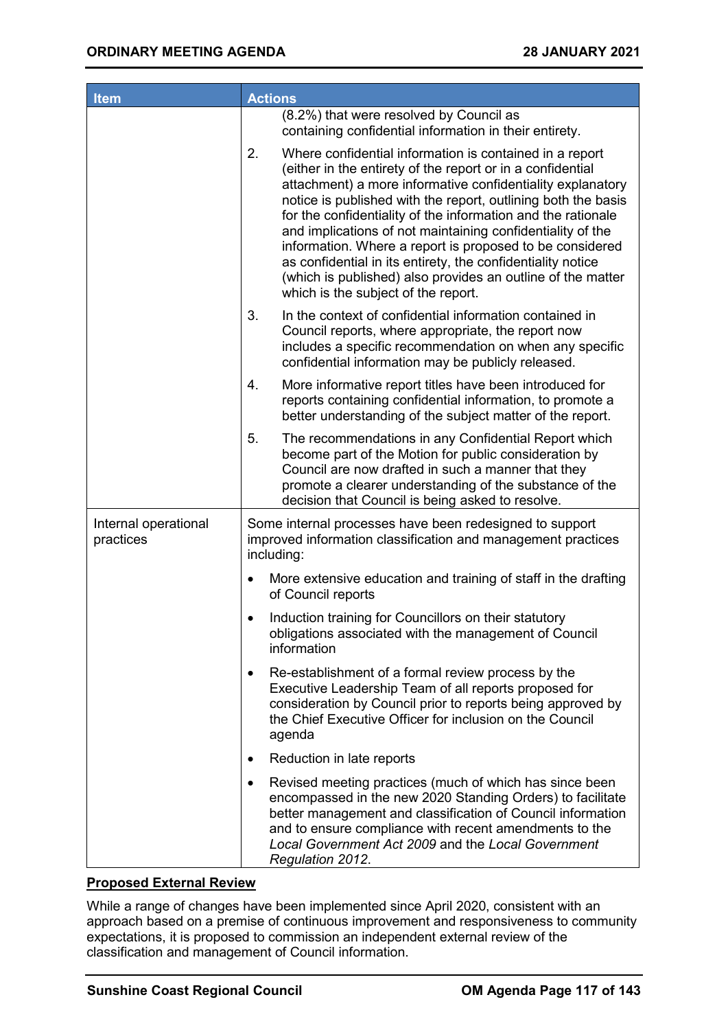| Item | Actions |
| --- | --- |
| | (8.2%) that were resolved by Council as containing confidential information in their entirety.<br><br>2. Where confidential information is contained in a report (either in the entirety of the report or in a confidential attachment) a more informative confidentiality explanatory notice is published with the report, outlining both the basis for the confidentiality of the information and the rationale and implications of not maintaining confidentiality of the information. Where a report is proposed to be considered as confidential in its entirety, the confidentiality notice (which is published) also provides an outline of the matter which is the subject of the report.<br><br>3. In the context of confidential information contained in Council reports, where appropriate, the report now includes a specific recommendation on when any specific confidential information may be publicly released.<br><br>4. More informative report titles have been introduced for reports containing confidential information, to promote a better understanding of the subject matter of the report.<br><br>5. The recommendations in any Confidential Report which become part of the Motion for public consideration by Council are now drafted in such a manner that they promote a clearer understanding of the substance of the decision that Council is being asked to resolve. |
| Internal operational practices | Some internal processes have been redesigned to support improved information classification and management practices including:<br><br>• More extensive education and training of staff in the drafting of Council reports<br><br>• Induction training for Councillors on their statutory obligations associated with the management of Council information<br><br>• Re-establishment of a formal review process by the Executive Leadership Team of all reports proposed for consideration by Council prior to reports being approved by the Chief Executive Officer for inclusion on the Council agenda<br><br>• Reduction in late reports<br><br>• Revised meeting practices (much of which has since been encompassed in the new 2020 Standing Orders) to facilitate better management and classification of Council information and to ensure compliance with recent amendments to the *Local Government Act 2009* and the *Local Government Regulation 2012*. |

**Proposed External Review**

While a range of changes have been implemented since April 2020, consistent with an approach based on a premise of continuous improvement and responsiveness to community expectations, it is proposed to commission an independent external review of the classification and management of Council information.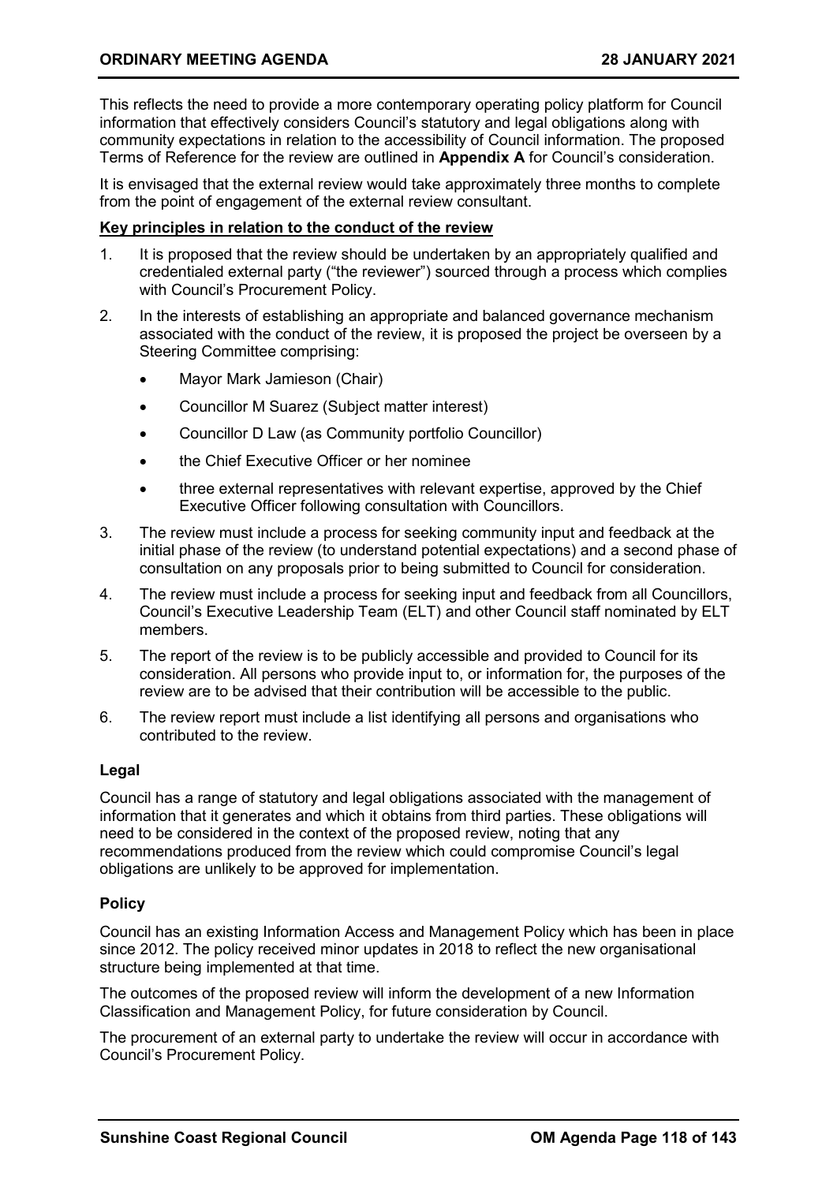This reflects the need to provide a more contemporary operating policy platform for Council information that effectively considers Council's statutory and legal obligations along with community expectations in relation to the accessibility of Council information. The proposed Terms of Reference for the review are outlined in **Appendix A** for Council's consideration.

It is envisaged that the external review would take approximately three months to complete from the point of engagement of the external review consultant.

**Key principles in relation to the conduct of the review**

1. It is proposed that the review should be undertaken by an appropriately qualified and credentialed external party ("the reviewer") sourced through a process which complies with Council's Procurement Policy.
2. In the interests of establishing an appropriate and balanced governance mechanism associated with the conduct of the review, it is proposed the project be overseen by a Steering Committee comprising:
   - Mayor Mark Jamieson (Chair)
   - Councillor M Suarez (Subject matter interest)
   - Councillor D Law (as Community portfolio Councillor)
   - the Chief Executive Officer or her nominee
   - three external representatives with relevant expertise, approved by the Chief Executive Officer following consultation with Councillors.
3. The review must include a process for seeking community input and feedback at the initial phase of the review (to understand potential expectations) and a second phase of consultation on any proposals prior to being submitted to Council for consideration.
4. The review must include a process for seeking input and feedback from all Councillors, Council's Executive Leadership Team (ELT) and other Council staff nominated by ELT members.
5. The report of the review is to be publicly accessible and provided to Council for its consideration. All persons who provide input to, or information for, the purposes of the review are to be advised that their contribution will be accessible to the public.
6. The review report must include a list identifying all persons and organisations who contributed to the review.

### Legal

Council has a range of statutory and legal obligations associated with the management of information that it generates and which it obtains from third parties. These obligations will need to be considered in the context of the proposed review, noting that any recommendations produced from the review which could compromise Council's legal obligations are unlikely to be approved for implementation.

### Policy

Council has an existing Information Access and Management Policy which has been in place since 2012. The policy received minor updates in 2018 to reflect the new organisational structure being implemented at that time.

The outcomes of the proposed review will inform the development of a new Information Classification and Management Policy, for future consideration by Council.

The procurement of an external party to undertake the review will occur in accordance with Council's Procurement Policy.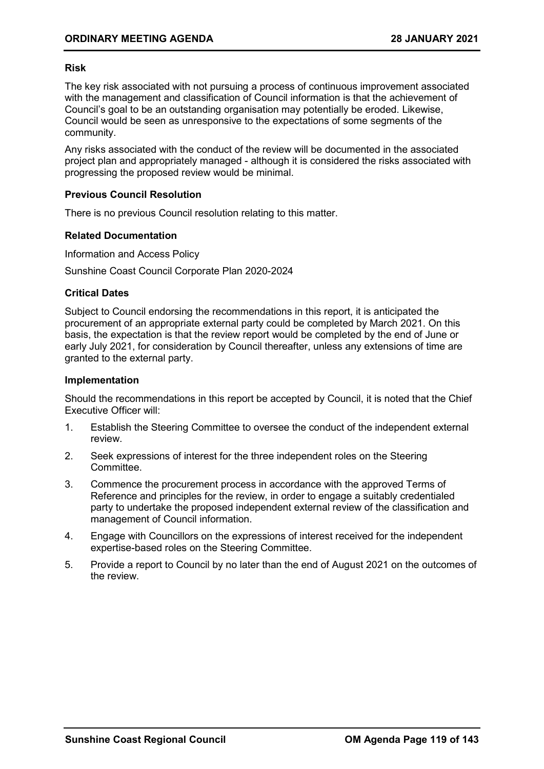**Risk**

The key risk associated with not pursuing a process of continuous improvement associated with the management and classification of Council information is that the achievement of Council's goal to be an outstanding organisation may potentially be eroded. Likewise, Council would be seen as unresponsive to the expectations of some segments of the community.

Any risks associated with the conduct of the review will be documented in the associated project plan and appropriately managed - although it is considered the risks associated with progressing the proposed review would be minimal.

**Previous Council Resolution**

There is no previous Council resolution relating to this matter.

**Related Documentation**

Information and Access Policy

Sunshine Coast Council Corporate Plan 2020-2024

**Critical Dates**

Subject to Council endorsing the recommendations in this report, it is anticipated the procurement of an appropriate external party could be completed by March 2021. On this basis, the expectation is that the review report would be completed by the end of June or early July 2021, for consideration by Council thereafter, unless any extensions of time are granted to the external party.

**Implementation**

Should the recommendations in this report be accepted by Council, it is noted that the Chief Executive Officer will:

1. Establish the Steering Committee to oversee the conduct of the independent external review.
2. Seek expressions of interest for the three independent roles on the Steering Committee.
3. Commence the procurement process in accordance with the approved Terms of Reference and principles for the review, in order to engage a suitably credentialed party to undertake the proposed independent external review of the classification and management of Council information.
4. Engage with Councillors on the expressions of interest received for the independent expertise-based roles on the Steering Committee.
5. Provide a report to Council by no later than the end of August 2021 on the outcomes of the review.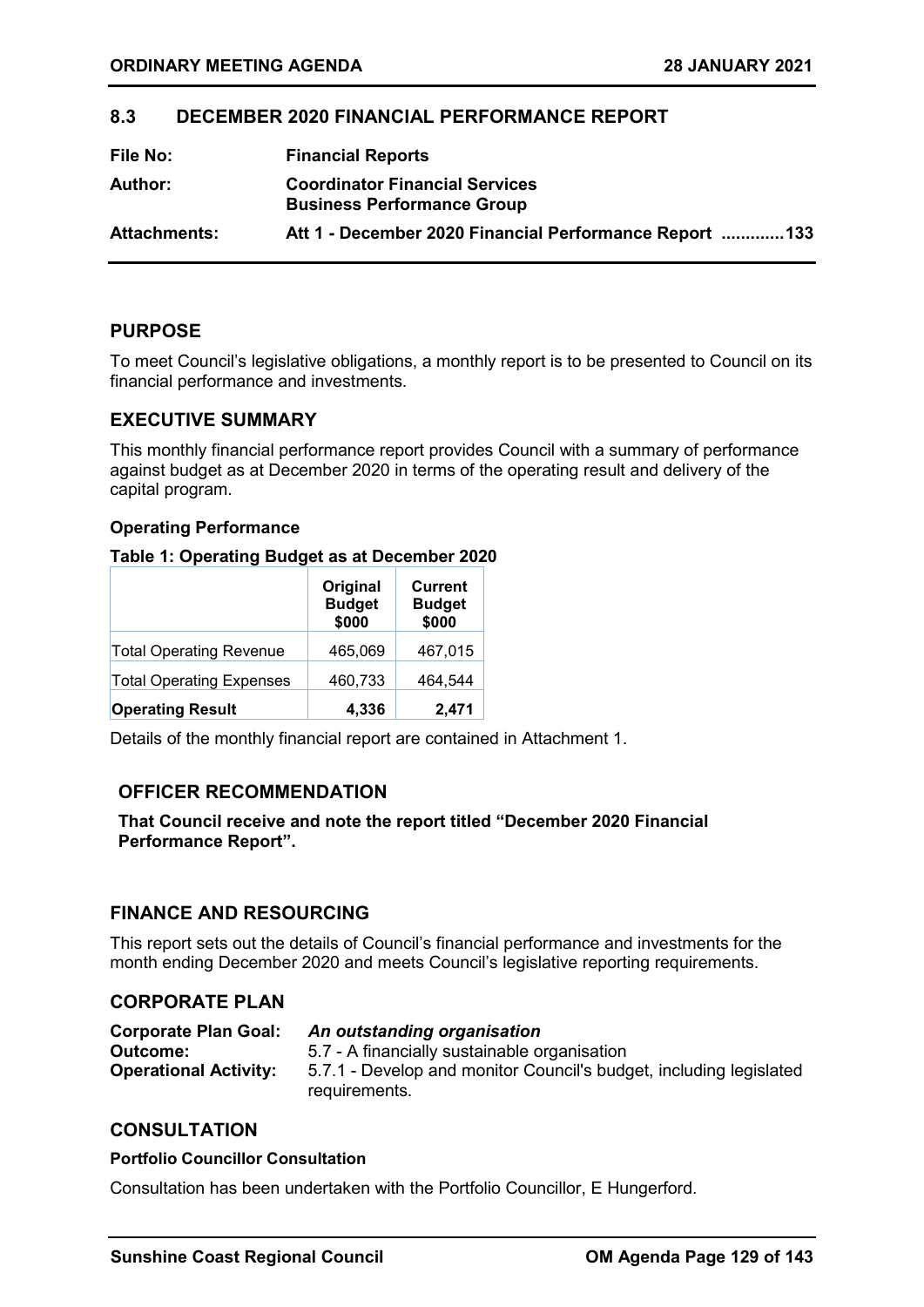## 8.3 DECEMBER 2020 FINANCIAL PERFORMANCE REPORT

| | |
|---|---|
| **File No:** | **Financial Reports** |
| **Author:** | **Coordinator Financial Services**<br>**Business Performance Group** |
| **Attachments:** | **Att 1 - December 2020 Financial Performance Report ............133** |

## PURPOSE

To meet Council's legislative obligations, a monthly report is to be presented to Council on its financial performance and investments.

## EXECUTIVE SUMMARY

This monthly financial performance report provides Council with a summary of performance against budget as at December 2020 in terms of the operating result and delivery of the capital program.

### Operating Performance

**Table 1: Operating Budget as at December 2020**

| | Original Budget $000 | Current Budget $000 |
|---|---|---|
| Total Operating Revenue | 465,069 | 467,015 |
| Total Operating Expenses | 460,733 | 464,544 |
| **Operating Result** | **4,336** | **2,471** |

Details of the monthly financial report are contained in Attachment 1.

## OFFICER RECOMMENDATION

**That Council receive and note the report titled "December 2020 Financial Performance Report".**

## FINANCE AND RESOURCING

This report sets out the details of Council's financial performance and investments for the month ending December 2020 and meets Council's legislative reporting requirements.

## CORPORATE PLAN

**Corporate Plan Goal:** ***An outstanding organisation***
**Outcome:** 5.7 - A financially sustainable organisation
**Operational Activity:** 5.7.1 - Develop and monitor Council's budget, including legislated requirements.

## CONSULTATION

### Portfolio Councillor Consultation

Consultation has been undertaken with the Portfolio Councillor, E Hungerford.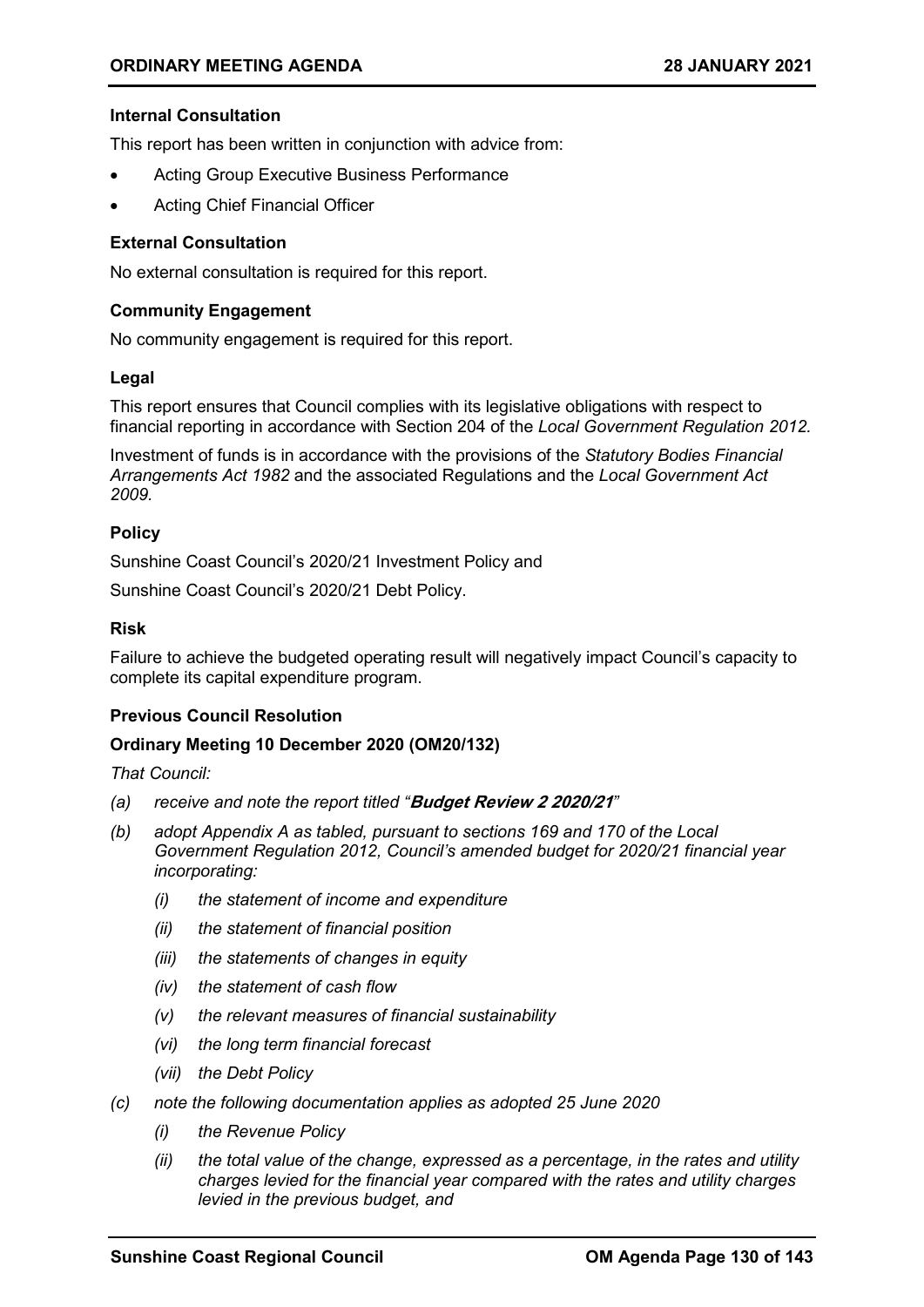**Internal Consultation**

This report has been written in conjunction with advice from:

- Acting Group Executive Business Performance
- Acting Chief Financial Officer

**External Consultation**

No external consultation is required for this report.

**Community Engagement**

No community engagement is required for this report.

**Legal**

This report ensures that Council complies with its legislative obligations with respect to financial reporting in accordance with Section 204 of the *Local Government Regulation 2012.*

Investment of funds is in accordance with the provisions of the *Statutory Bodies Financial Arrangements Act 1982* and the associated Regulations and the *Local Government Act 2009.*

**Policy**

Sunshine Coast Council's 2020/21 Investment Policy and

Sunshine Coast Council's 2020/21 Debt Policy.

**Risk**

Failure to achieve the budgeted operating result will negatively impact Council's capacity to complete its capital expenditure program.

**Previous Council Resolution**

**Ordinary Meeting 10 December 2020 (OM20/132)**

*That Council:*

*(a) receive and note the report titled "**Budget Review 2 2020/21**"*

*(b) adopt Appendix A as tabled, pursuant to sections 169 and 170 of the Local Government Regulation 2012, Council's amended budget for 2020/21 financial year incorporating:*

*(i) the statement of income and expenditure*

*(ii) the statement of financial position*

*(iii) the statements of changes in equity*

*(iv) the statement of cash flow*

*(v) the relevant measures of financial sustainability*

*(vi) the long term financial forecast*

*(vii) the Debt Policy*

*(c) note the following documentation applies as adopted 25 June 2020*

*(i) the Revenue Policy*

*(ii) the total value of the change, expressed as a percentage, in the rates and utility charges levied for the financial year compared with the rates and utility charges levied in the previous budget, and*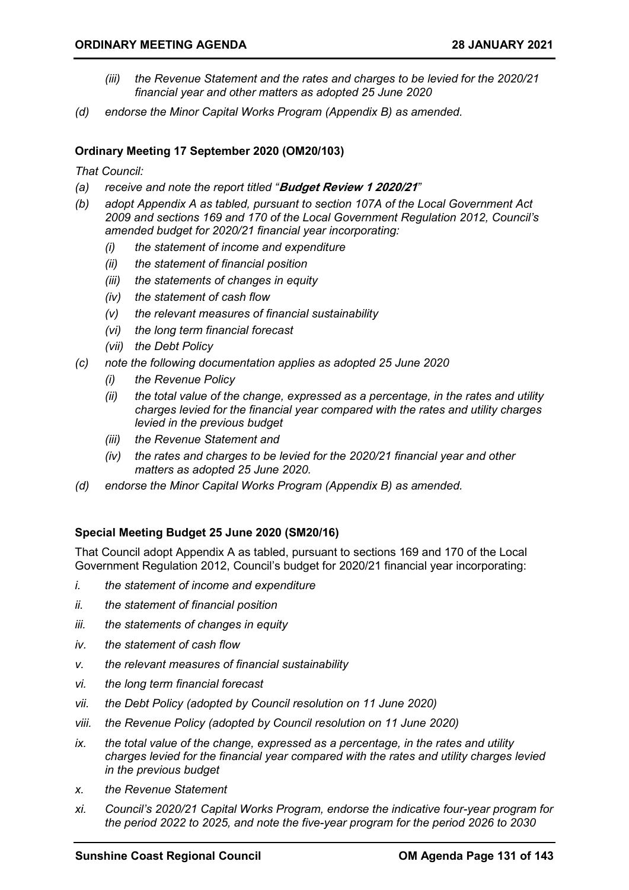*(iii) the Revenue Statement and the rates and charges to be levied for the 2020/21 financial year and other matters as adopted 25 June 2020*

*(d) endorse the Minor Capital Works Program (Appendix B) as amended.*

**Ordinary Meeting 17 September 2020 (OM20/103)**

*That Council:*

*(a) receive and note the report titled "**Budget Review 1 2020/21**"*

*(b) adopt Appendix A as tabled, pursuant to section 107A of the Local Government Act 2009 and sections 169 and 170 of the Local Government Regulation 2012, Council's amended budget for 2020/21 financial year incorporating:*

- *(i) the statement of income and expenditure*
- *(ii) the statement of financial position*
- *(iii) the statements of changes in equity*
- *(iv) the statement of cash flow*
- *(v) the relevant measures of financial sustainability*
- *(vi) the long term financial forecast*
- *(vii) the Debt Policy*

*(c) note the following documentation applies as adopted 25 June 2020*

- *(i) the Revenue Policy*
- *(ii) the total value of the change, expressed as a percentage, in the rates and utility charges levied for the financial year compared with the rates and utility charges levied in the previous budget*
- *(iii) the Revenue Statement and*
- *(iv) the rates and charges to be levied for the 2020/21 financial year and other matters as adopted 25 June 2020.*

*(d) endorse the Minor Capital Works Program (Appendix B) as amended.*

**Special Meeting Budget 25 June 2020 (SM20/16)**

That Council adopt Appendix A as tabled, pursuant to sections 169 and 170 of the Local Government Regulation 2012, Council's budget for 2020/21 financial year incorporating:

- *i. the statement of income and expenditure*
- *ii. the statement of financial position*
- *iii. the statements of changes in equity*
- *iv. the statement of cash flow*
- *v. the relevant measures of financial sustainability*
- *vi. the long term financial forecast*
- *vii. the Debt Policy (adopted by Council resolution on 11 June 2020)*
- *viii. the Revenue Policy (adopted by Council resolution on 11 June 2020)*
- *ix. the total value of the change, expressed as a percentage, in the rates and utility charges levied for the financial year compared with the rates and utility charges levied in the previous budget*
- *x. the Revenue Statement*
- *xi. Council's 2020/21 Capital Works Program, endorse the indicative four-year program for the period 2022 to 2025, and note the five-year program for the period 2026 to 2030*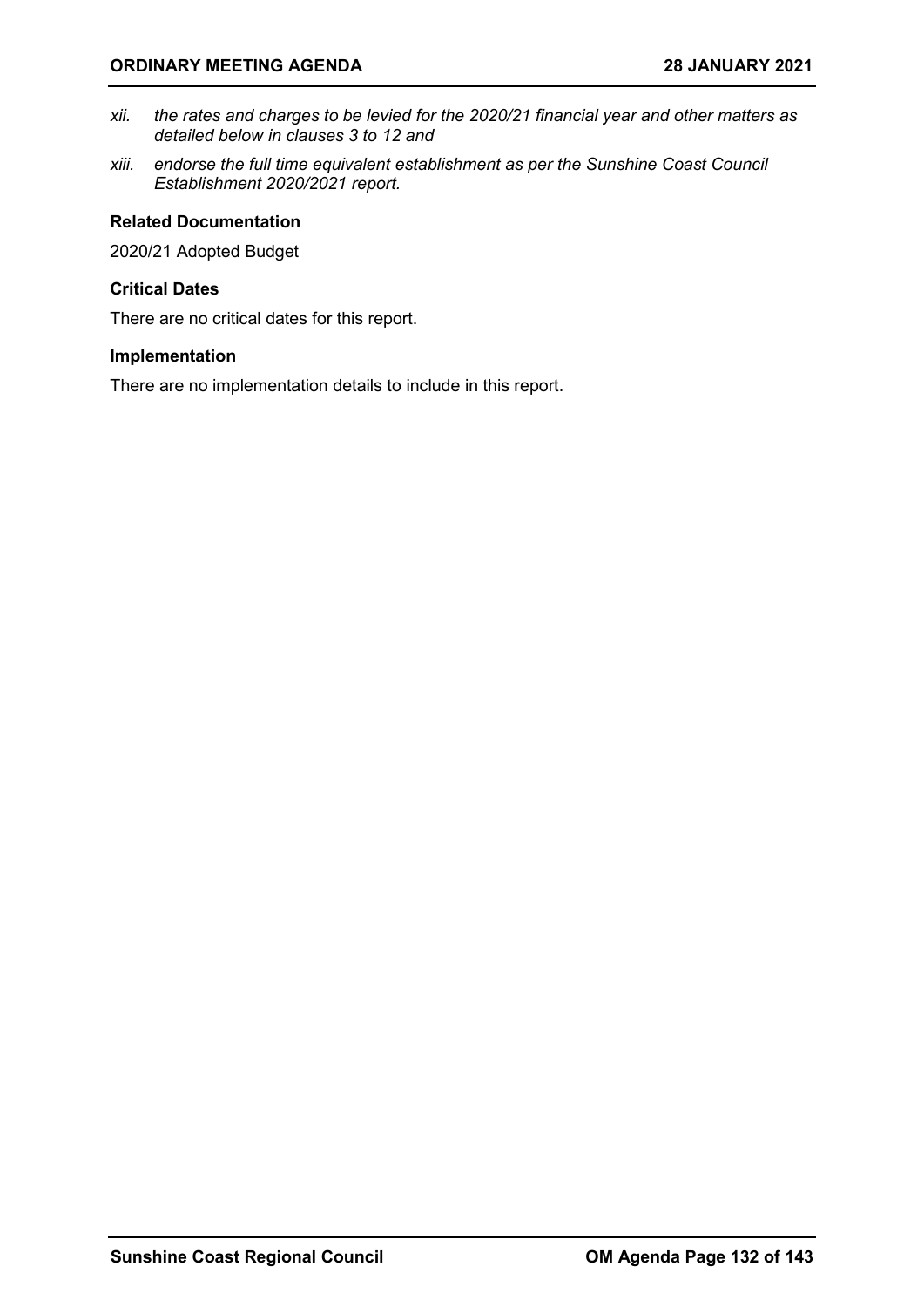*xii. the rates and charges to be levied for the 2020/21 financial year and other matters as detailed below in clauses 3 to 12 and*

*xiii. endorse the full time equivalent establishment as per the Sunshine Coast Council Establishment 2020/2021 report.*

**Related Documentation**

2020/21 Adopted Budget

**Critical Dates**

There are no critical dates for this report.

**Implementation**

There are no implementation details to include in this report.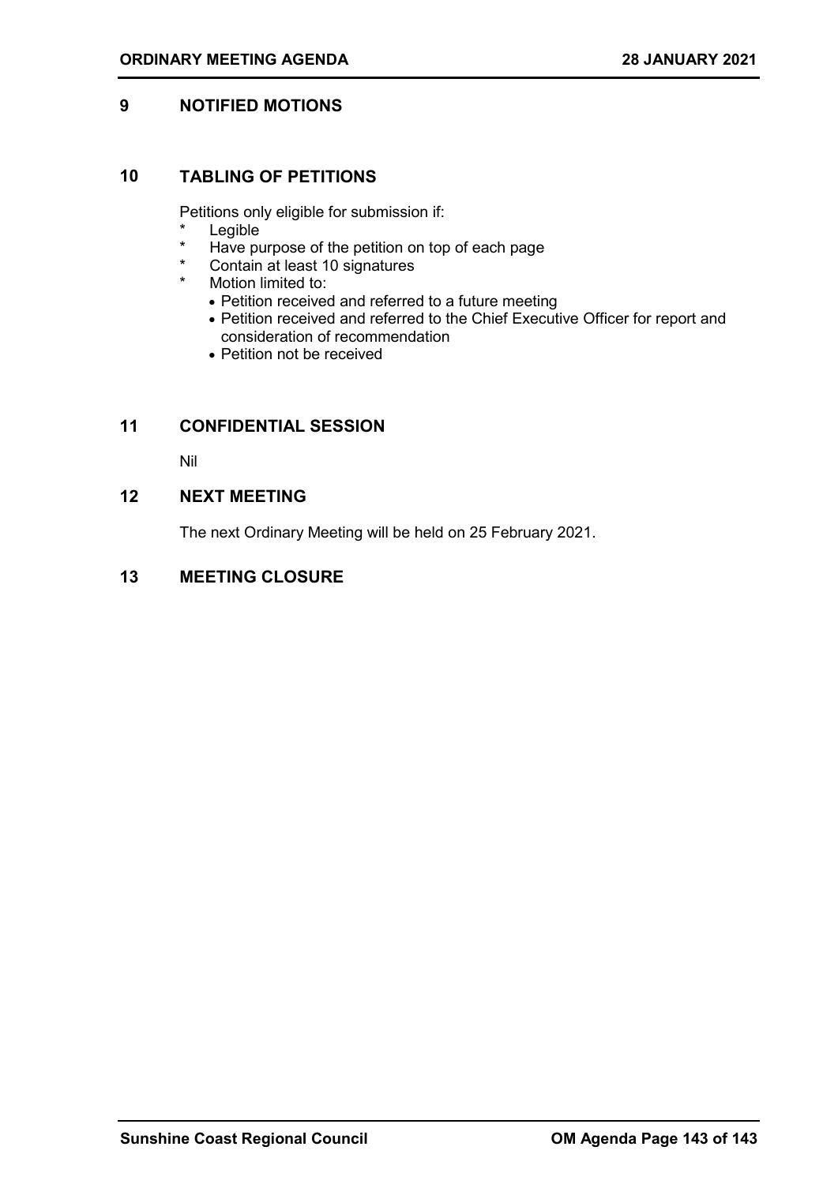## 9 NOTIFIED MOTIONS

## 10 TABLING OF PETITIONS

Petitions only eligible for submission if:

* Legible
* Have purpose of the petition on top of each page
* Contain at least 10 signatures
* Motion limited to:
  - Petition received and referred to a future meeting
  - Petition received and referred to the Chief Executive Officer for report and consideration of recommendation
  - Petition not be received

## 11 CONFIDENTIAL SESSION

Nil

## 12 NEXT MEETING

The next Ordinary Meeting will be held on 25 February 2021.

## 13 MEETING CLOSURE